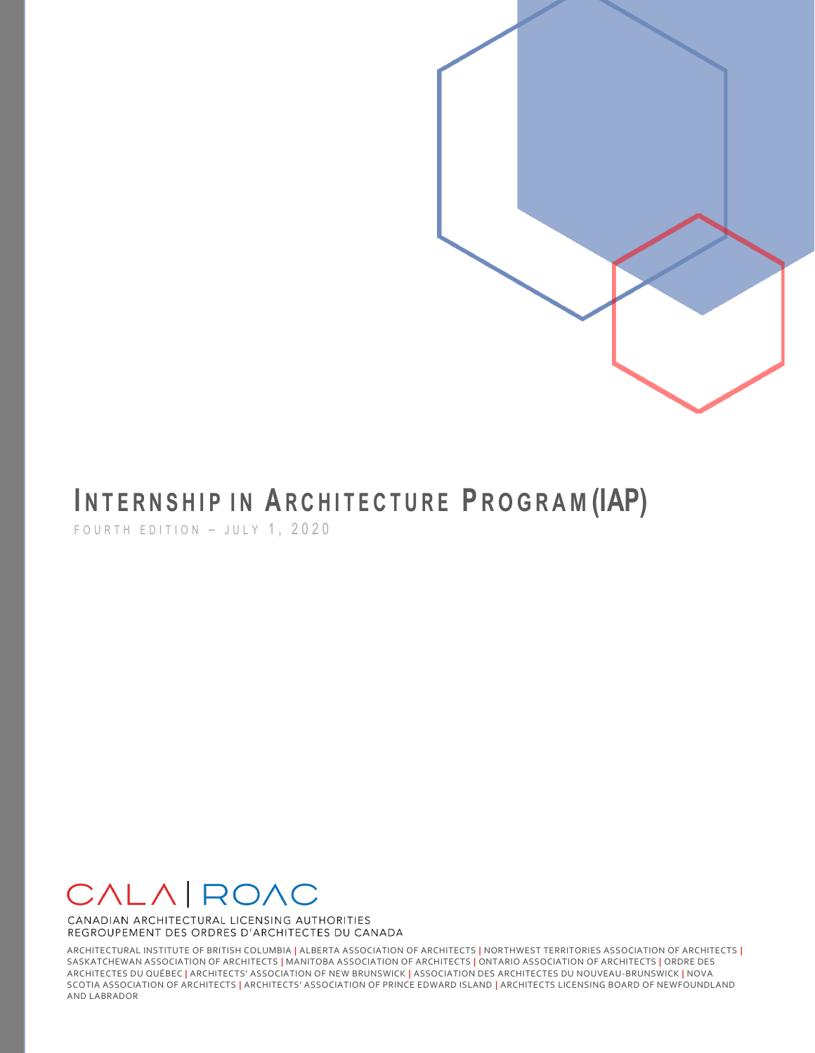# INTERNSHIP IN ARCHITECTURE PROGRAM (IAP)

FOURTH EDITION – JULY 1, 2020

CALA | ROAC

CANADIAN ARCHITECTURAL LICENSING AUTHORITIES
REGROUPEMENT DES ORDRES D'ARCHITECTES DU CANADA

ARCHITECTURAL INSTITUTE OF BRITISH COLUMBIA | ALBERTA ASSOCIATION OF ARCHITECTS | NORTHWEST TERRITORIES ASSOCIATION OF ARCHITECTS | SASKATCHEWAN ASSOCIATION OF ARCHITECTS | MANITOBA ASSOCIATION OF ARCHITECTS | ONTARIO ASSOCIATION OF ARCHITECTS | ORDRE DES ARCHITECTES DU QUÉBEC | ARCHITECTS' ASSOCIATION OF NEW BRUNSWICK | ASSOCIATION DES ARCHITECTES DU NOUVEAU-BRUNSWICK | NOVA SCOTIA ASSOCIATION OF ARCHITECTS | ARCHITECTS' ASSOCIATION OF PRINCE EDWARD ISLAND | ARCHITECTS LICENSING BOARD OF NEWFOUNDLAND AND LABRADOR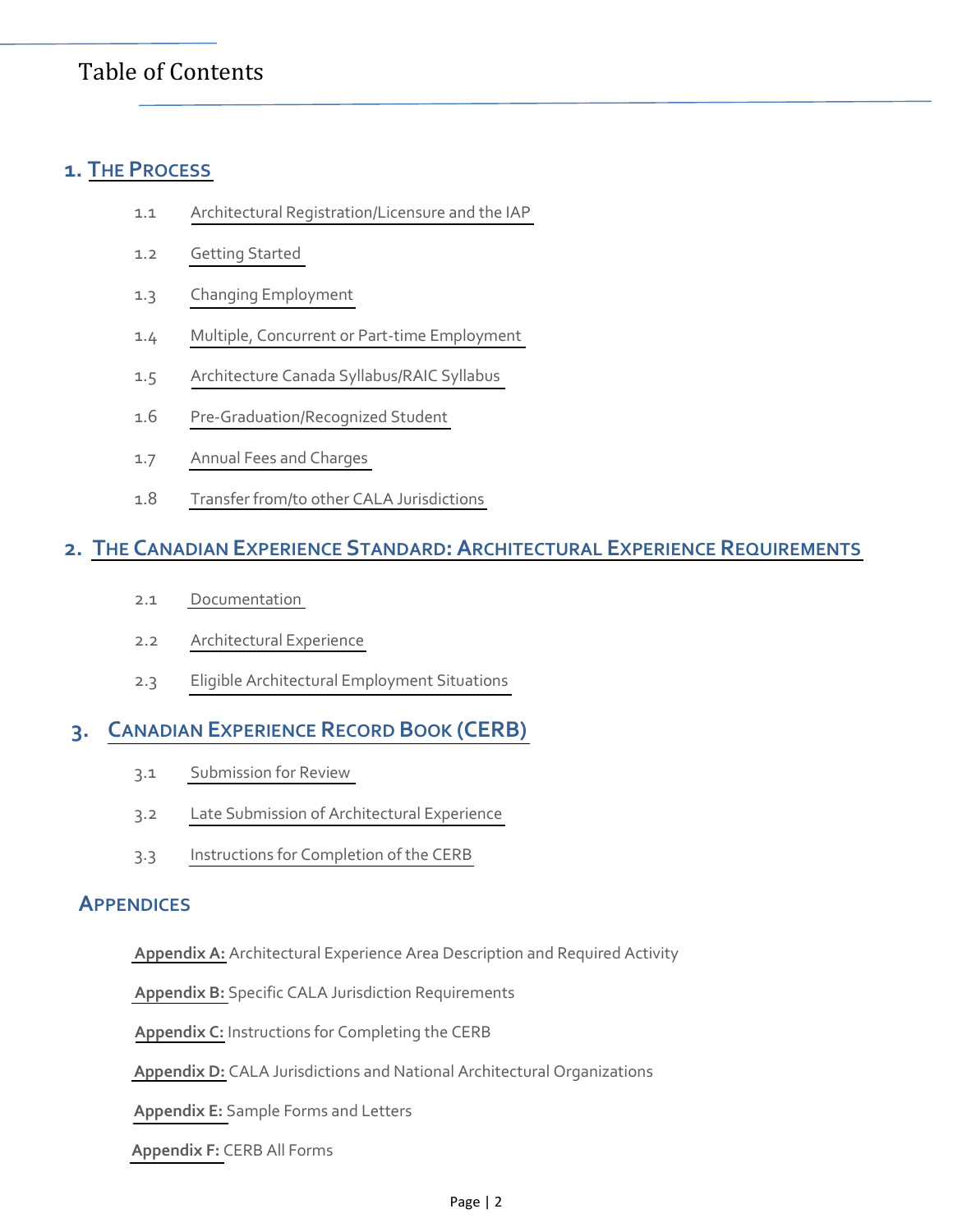# Table of Contents

## 1. THE PROCESS

- 1.1 Architectural Registration/Licensure and the IAP
- 1.2 Getting Started
- 1.3 Changing Employment
- 1.4 Multiple, Concurrent or Part-time Employment
- 1.5 Architecture Canada Syllabus/RAIC Syllabus
- 1.6 Pre-Graduation/Recognized Student
- 1.7 Annual Fees and Charges
- 1.8 Transfer from/to other CALA Jurisdictions

## 2. THE CANADIAN EXPERIENCE STANDARD: ARCHITECTURAL EXPERIENCE REQUIREMENTS

- 2.1 Documentation
- 2.2 Architectural Experience
- 2.3 Eligible Architectural Employment Situations

## 3. CANADIAN EXPERIENCE RECORD BOOK (CERB)

- 3.1 Submission for Review
- 3.2 Late Submission of Architectural Experience
- 3.3 Instructions for Completion of the CERB

## APPENDICES

- **Appendix A:** Architectural Experience Area Description and Required Activity
- **Appendix B:** Specific CALA Jurisdiction Requirements
- **Appendix C:** Instructions for Completing the CERB
- **Appendix D:** CALA Jurisdictions and National Architectural Organizations
- **Appendix E:** Sample Forms and Letters
- **Appendix F:** CERB All Forms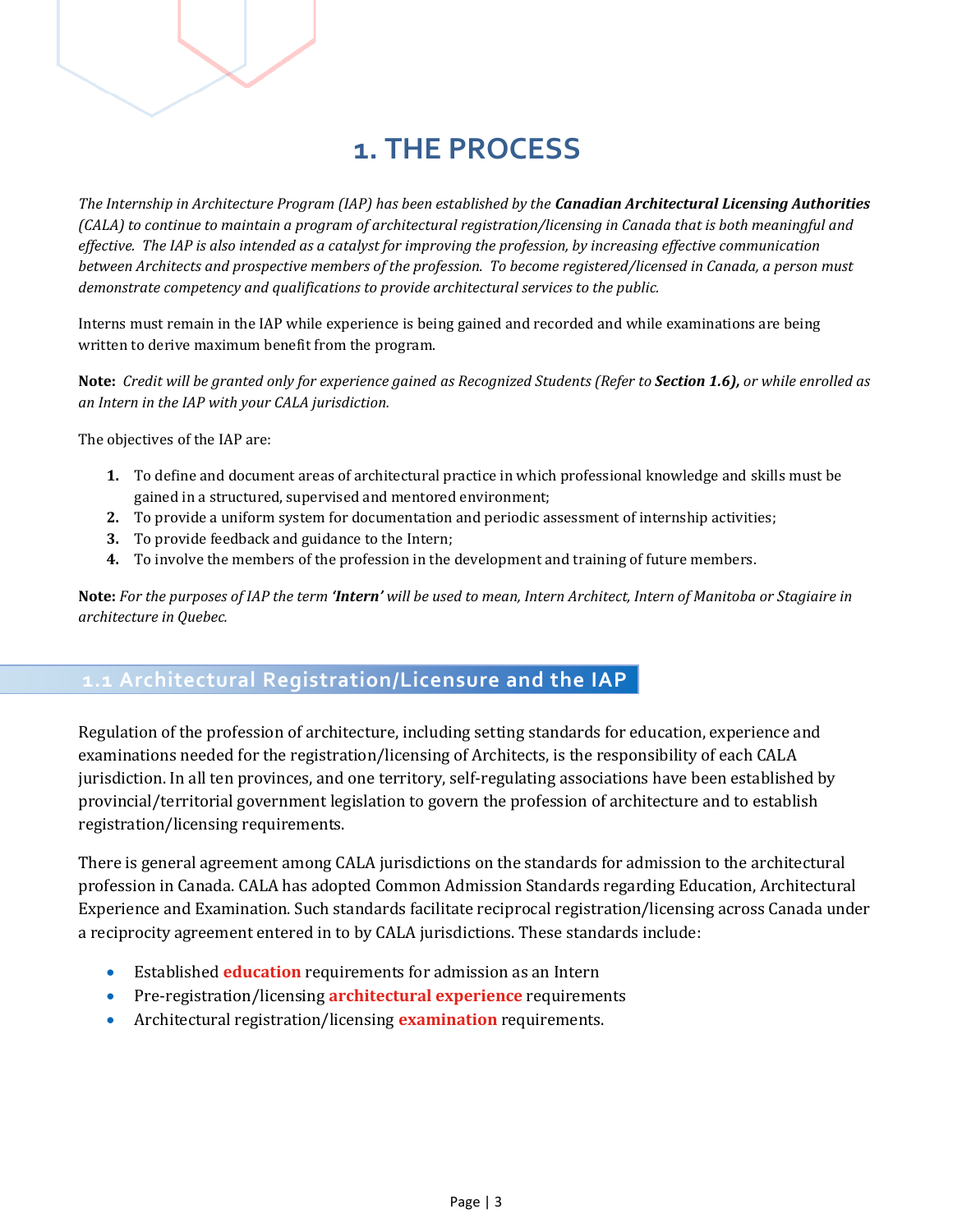# 1. THE PROCESS

*The Internship in Architecture Program (IAP) has been established by the **Canadian Architectural Licensing Authorities** (CALA) to continue to maintain a program of architectural registration/licensing in Canada that is both meaningful and effective. The IAP is also intended as a catalyst for improving the profession, by increasing effective communication between Architects and prospective members of the profession. To become registered/licensed in Canada, a person must demonstrate competency and qualifications to provide architectural services to the public.*

Interns must remain in the IAP while experience is being gained and recorded and while examinations are being written to derive maximum benefit from the program.

**Note:** *Credit will be granted only for experience gained as Recognized Students (Refer to **Section 1.6**), or while enrolled as an Intern in the IAP with your CALA jurisdiction.*

The objectives of the IAP are:

1. To define and document areas of architectural practice in which professional knowledge and skills must be gained in a structured, supervised and mentored environment;
2. To provide a uniform system for documentation and periodic assessment of internship activities;
3. To provide feedback and guidance to the Intern;
4. To involve the members of the profession in the development and training of future members.

**Note:** *For the purposes of IAP the term **'Intern'** will be used to mean, Intern Architect, Intern of Manitoba or Stagiaire in architecture in Quebec.*

## 1.1 Architectural Registration/Licensure and the IAP

Regulation of the profession of architecture, including setting standards for education, experience and examinations needed for the registration/licensing of Architects, is the responsibility of each CALA jurisdiction. In all ten provinces, and one territory, self-regulating associations have been established by provincial/territorial government legislation to govern the profession of architecture and to establish registration/licensing requirements.

There is general agreement among CALA jurisdictions on the standards for admission to the architectural profession in Canada. CALA has adopted Common Admission Standards regarding Education, Architectural Experience and Examination. Such standards facilitate reciprocal registration/licensing across Canada under a reciprocity agreement entered in to by CALA jurisdictions. These standards include:

- Established **education** requirements for admission as an Intern
- Pre-registration/licensing **architectural experience** requirements
- Architectural registration/licensing **examination** requirements.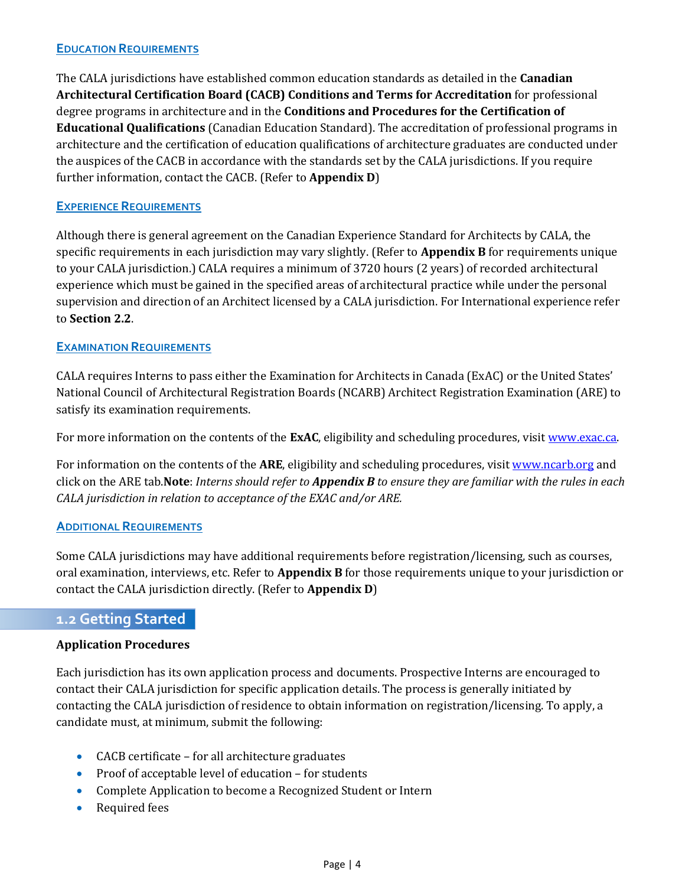### Education Requirements

The CALA jurisdictions have established common education standards as detailed in the **Canadian Architectural Certification Board (CACB) Conditions and Terms for Accreditation** for professional degree programs in architecture and in the **Conditions and Procedures for the Certification of Educational Qualifications** (Canadian Education Standard). The accreditation of professional programs in architecture and the certification of education qualifications of architecture graduates are conducted under the auspices of the CACB in accordance with the standards set by the CALA jurisdictions. If you require further information, contact the CACB. (Refer to **Appendix D**)

### Experience Requirements

Although there is general agreement on the Canadian Experience Standard for Architects by CALA, the specific requirements in each jurisdiction may vary slightly. (Refer to **Appendix B** for requirements unique to your CALA jurisdiction.) CALA requires a minimum of 3720 hours (2 years) of recorded architectural experience which must be gained in the specified areas of architectural practice while under the personal supervision and direction of an Architect licensed by a CALA jurisdiction. For International experience refer to **Section 2.2**.

### Examination Requirements

CALA requires Interns to pass either the Examination for Architects in Canada (ExAC) or the United States' National Council of Architectural Registration Boards (NCARB) Architect Registration Examination (ARE) to satisfy its examination requirements.

For more information on the contents of the **ExAC**, eligibility and scheduling procedures, visit www.exac.ca.

For information on the contents of the **ARE**, eligibility and scheduling procedures, visit www.ncarb.org and click on the ARE tab.**Note**: *Interns should refer to **Appendix B** to ensure they are familiar with the rules in each CALA jurisdiction in relation to acceptance of the EXAC and/or ARE.*

### Additional Requirements

Some CALA jurisdictions may have additional requirements before registration/licensing, such as courses, oral examination, interviews, etc. Refer to **Appendix B** for those requirements unique to your jurisdiction or contact the CALA jurisdiction directly. (Refer to **Appendix D**)

## 1.2 Getting Started

**Application Procedures**

Each jurisdiction has its own application process and documents. Prospective Interns are encouraged to contact their CALA jurisdiction for specific application details. The process is generally initiated by contacting the CALA jurisdiction of residence to obtain information on registration/licensing. To apply, a candidate must, at minimum, submit the following:

- CACB certificate – for all architecture graduates
- Proof of acceptable level of education – for students
- Complete Application to become a Recognized Student or Intern
- Required fees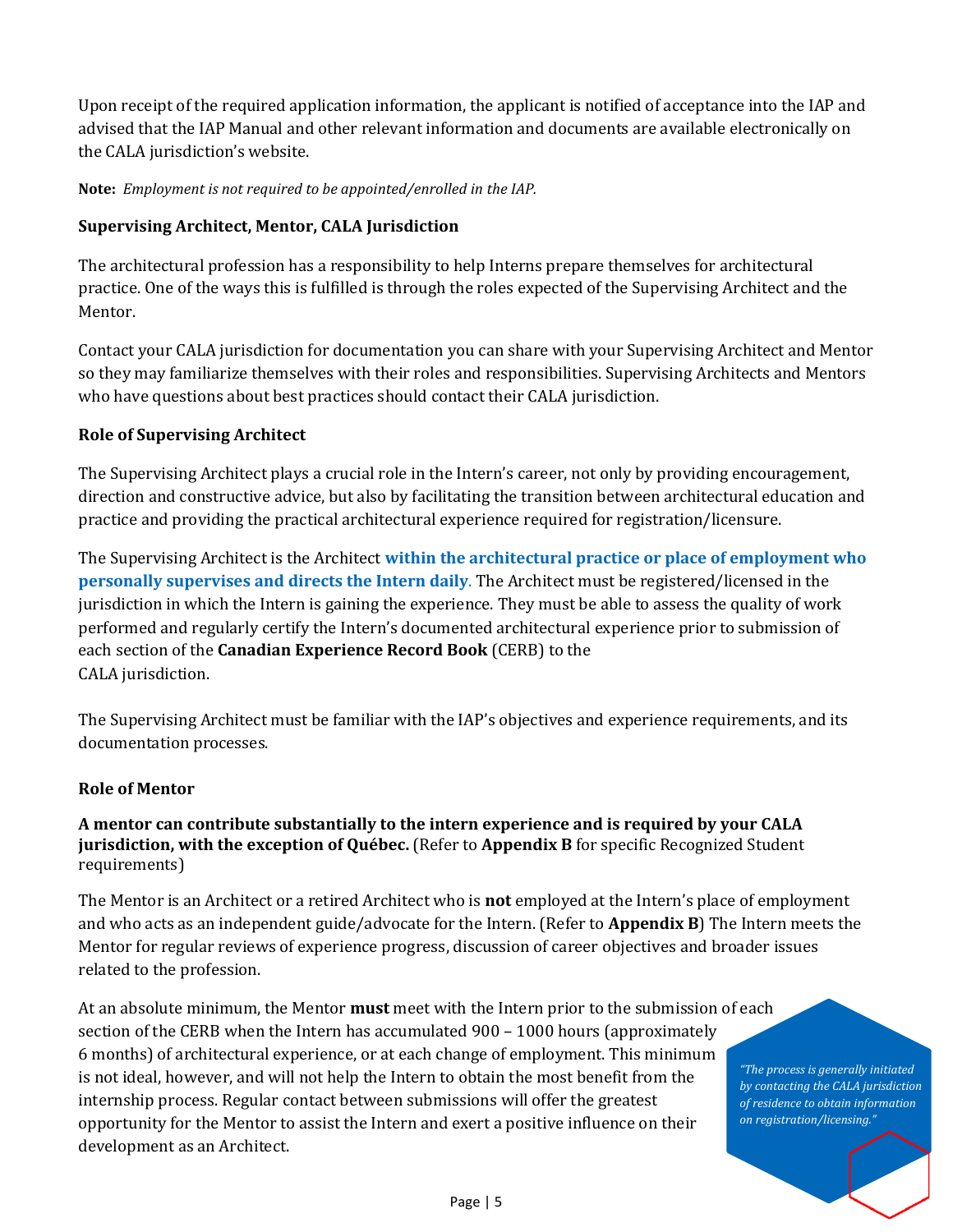Upon receipt of the required application information, the applicant is notified of acceptance into the IAP and advised that the IAP Manual and other relevant information and documents are available electronically on the CALA jurisdiction's website.

**Note:** *Employment is not required to be appointed/enrolled in the IAP.*

### Supervising Architect, Mentor, CALA Jurisdiction

The architectural profession has a responsibility to help Interns prepare themselves for architectural practice. One of the ways this is fulfilled is through the roles expected of the Supervising Architect and the Mentor.

Contact your CALA jurisdiction for documentation you can share with your Supervising Architect and Mentor so they may familiarize themselves with their roles and responsibilities. Supervising Architects and Mentors who have questions about best practices should contact their CALA jurisdiction.

### Role of Supervising Architect

The Supervising Architect plays a crucial role in the Intern's career, not only by providing encouragement, direction and constructive advice, but also by facilitating the transition between architectural education and practice and providing the practical architectural experience required for registration/licensure.

The Supervising Architect is the Architect **within the architectural practice or place of employment who personally supervises and directs the Intern daily**. The Architect must be registered/licensed in the jurisdiction in which the Intern is gaining the experience. They must be able to assess the quality of work performed and regularly certify the Intern's documented architectural experience prior to submission of each section of the **Canadian Experience Record Book** (CERB) to the CALA jurisdiction.

The Supervising Architect must be familiar with the IAP's objectives and experience requirements, and its documentation processes.

### Role of Mentor

**A mentor can contribute substantially to the intern experience and is required by your CALA jurisdiction, with the exception of Québec.** (Refer to **Appendix B** for specific Recognized Student requirements)

The Mentor is an Architect or a retired Architect who is **not** employed at the Intern's place of employment and who acts as an independent guide/advocate for the Intern. (Refer to **Appendix B**) The Intern meets the Mentor for regular reviews of experience progress, discussion of career objectives and broader issues related to the profession.

At an absolute minimum, the Mentor **must** meet with the Intern prior to the submission of each section of the CERB when the Intern has accumulated 900 – 1000 hours (approximately 6 months) of architectural experience, or at each change of employment. This minimum is not ideal, however, and will not help the Intern to obtain the most benefit from the internship process. Regular contact between submissions will offer the greatest opportunity for the Mentor to assist the Intern and exert a positive influence on their development as an Architect.

*"The process is generally initiated by contacting the CALA jurisdiction of residence to obtain information on registration/licensing."*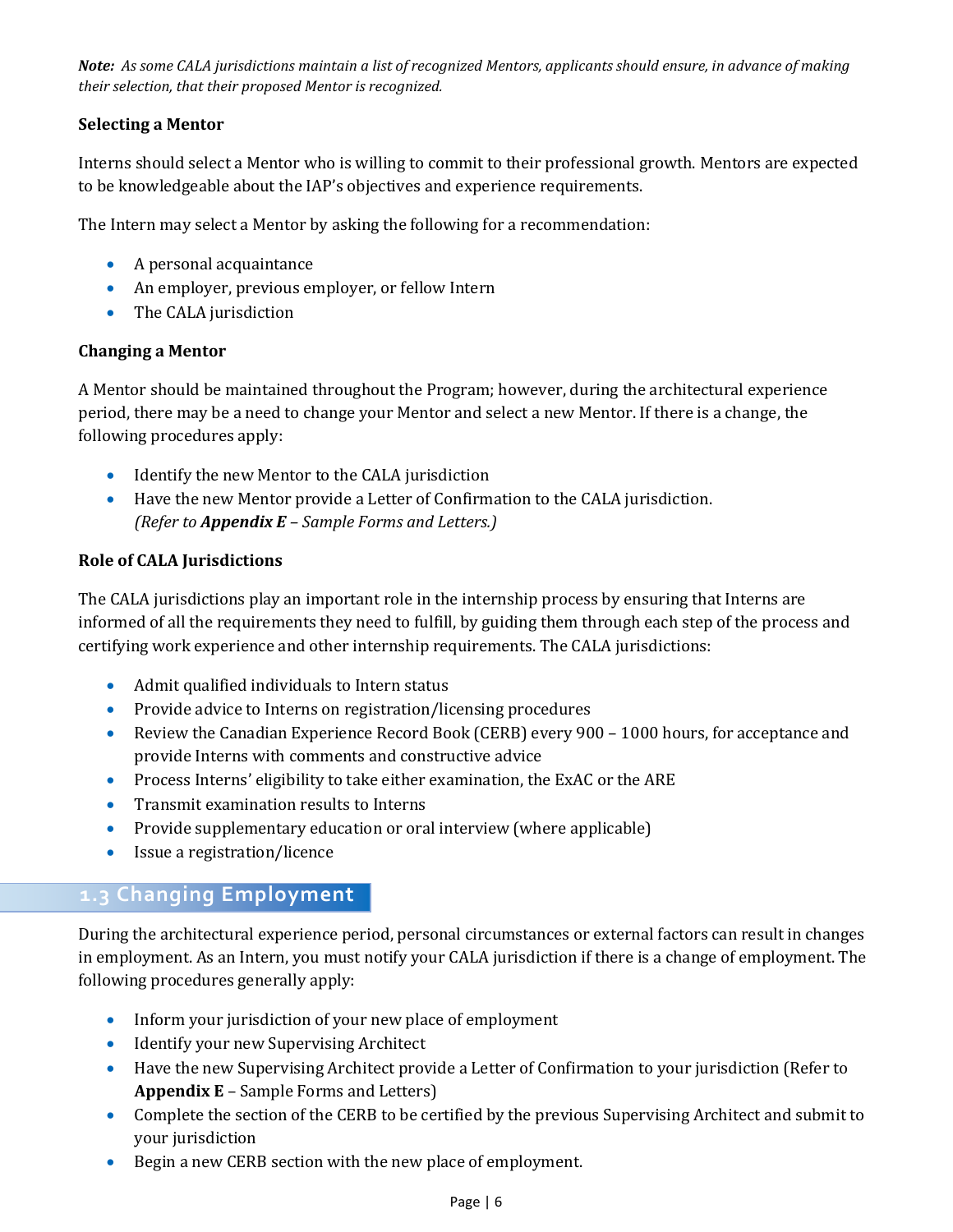***Note:** As some CALA jurisdictions maintain a list of recognized Mentors, applicants should ensure, in advance of making their selection, that their proposed Mentor is recognized.*

**Selecting a Mentor**

Interns should select a Mentor who is willing to commit to their professional growth. Mentors are expected to be knowledgeable about the IAP's objectives and experience requirements.

The Intern may select a Mentor by asking the following for a recommendation:

- A personal acquaintance
- An employer, previous employer, or fellow Intern
- The CALA jurisdiction

**Changing a Mentor**

A Mentor should be maintained throughout the Program; however, during the architectural experience period, there may be a need to change your Mentor and select a new Mentor. If there is a change, the following procedures apply:

- Identify the new Mentor to the CALA jurisdiction
- Have the new Mentor provide a Letter of Confirmation to the CALA jurisdiction. *(Refer to **Appendix E** – Sample Forms and Letters.)*

**Role of CALA Jurisdictions**

The CALA jurisdictions play an important role in the internship process by ensuring that Interns are informed of all the requirements they need to fulfill, by guiding them through each step of the process and certifying work experience and other internship requirements. The CALA jurisdictions:

- Admit qualified individuals to Intern status
- Provide advice to Interns on registration/licensing procedures
- Review the Canadian Experience Record Book (CERB) every 900 – 1000 hours, for acceptance and provide Interns with comments and constructive advice
- Process Interns' eligibility to take either examination, the ExAC or the ARE
- Transmit examination results to Interns
- Provide supplementary education or oral interview (where applicable)
- Issue a registration/licence

## 1.3 Changing Employment

During the architectural experience period, personal circumstances or external factors can result in changes in employment. As an Intern, you must notify your CALA jurisdiction if there is a change of employment. The following procedures generally apply:

- Inform your jurisdiction of your new place of employment
- Identify your new Supervising Architect
- Have the new Supervising Architect provide a Letter of Confirmation to your jurisdiction (Refer to **Appendix E** – Sample Forms and Letters)
- Complete the section of the CERB to be certified by the previous Supervising Architect and submit to your jurisdiction
- Begin a new CERB section with the new place of employment.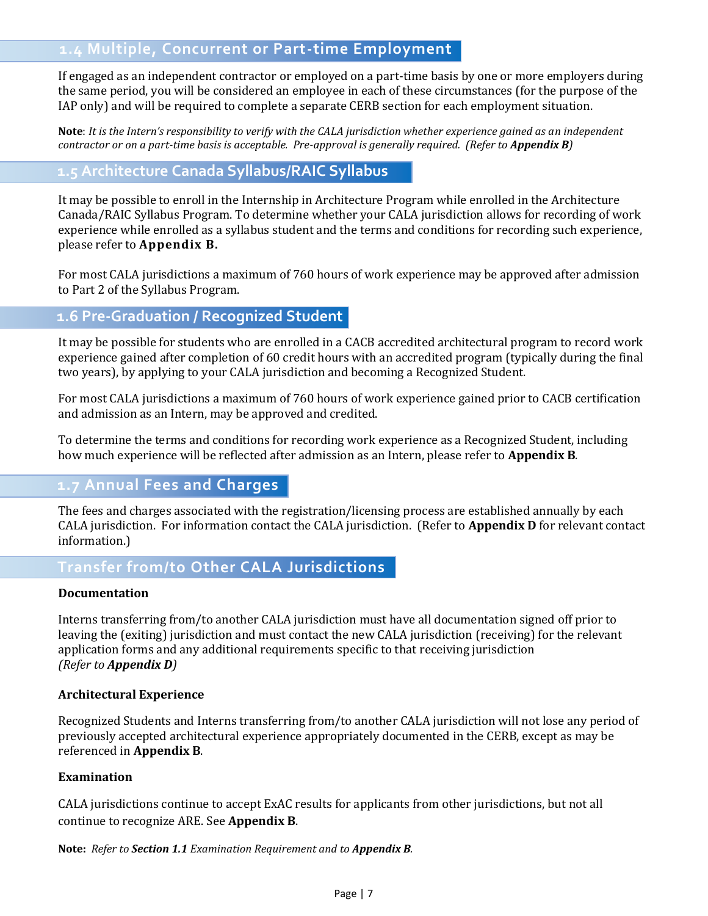## 1.4 Multiple, Concurrent or Part-time Employment

If engaged as an independent contractor or employed on a part-time basis by one or more employers during the same period, you will be considered an employee in each of these circumstances (for the purpose of the IAP only) and will be required to complete a separate CERB section for each employment situation.

**Note**: *It is the Intern's responsibility to verify with the CALA jurisdiction whether experience gained as an independent contractor or on a part-time basis is acceptable. Pre-approval is generally required. (Refer to **Appendix B**)*

## 1.5 Architecture Canada Syllabus/RAIC Syllabus

It may be possible to enroll in the Internship in Architecture Program while enrolled in the Architecture Canada/RAIC Syllabus Program. To determine whether your CALA jurisdiction allows for recording of work experience while enrolled as a syllabus student and the terms and conditions for recording such experience, please refer to **Appendix B.**

For most CALA jurisdictions a maximum of 760 hours of work experience may be approved after admission to Part 2 of the Syllabus Program.

## 1.6 Pre-Graduation / Recognized Student

It may be possible for students who are enrolled in a CACB accredited architectural program to record work experience gained after completion of 60 credit hours with an accredited program (typically during the final two years), by applying to your CALA jurisdiction and becoming a Recognized Student.

For most CALA jurisdictions a maximum of 760 hours of work experience gained prior to CACB certification and admission as an Intern, may be approved and credited.

To determine the terms and conditions for recording work experience as a Recognized Student, including how much experience will be reflected after admission as an Intern, please refer to **Appendix B**.

## 1.7 Annual Fees and Charges

The fees and charges associated with the registration/licensing process are established annually by each CALA jurisdiction. For information contact the CALA jurisdiction. (Refer to **Appendix D** for relevant contact information.)

## Transfer from/to Other CALA Jurisdictions

### Documentation

Interns transferring from/to another CALA jurisdiction must have all documentation signed off prior to leaving the (exiting) jurisdiction and must contact the new CALA jurisdiction (receiving) for the relevant application forms and any additional requirements specific to that receiving jurisdiction *(Refer to **Appendix D**)*

### Architectural Experience

Recognized Students and Interns transferring from/to another CALA jurisdiction will not lose any period of previously accepted architectural experience appropriately documented in the CERB, except as may be referenced in **Appendix B**.

### Examination

CALA jurisdictions continue to accept ExAC results for applicants from other jurisdictions, but not all continue to recognize ARE. See **Appendix B**.

**Note:** *Refer to **Section 1.1** Examination Requirement and to **Appendix B**.*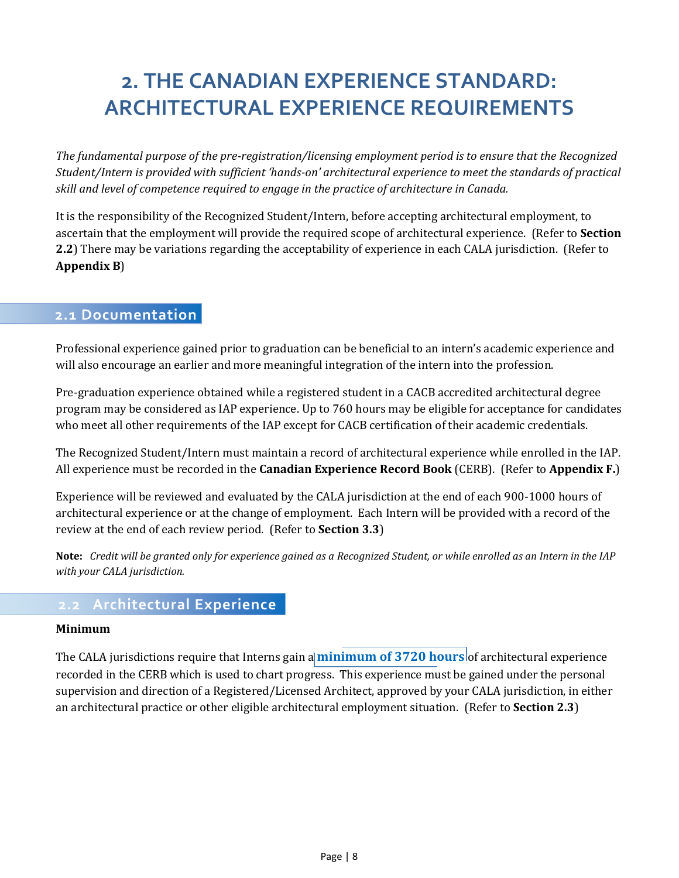# 2. THE CANADIAN EXPERIENCE STANDARD: ARCHITECTURAL EXPERIENCE REQUIREMENTS

*The fundamental purpose of the pre-registration/licensing employment period is to ensure that the Recognized Student/Intern is provided with sufficient 'hands-on' architectural experience to meet the standards of practical skill and level of competence required to engage in the practice of architecture in Canada.*

It is the responsibility of the Recognized Student/Intern, before accepting architectural employment, to ascertain that the employment will provide the required scope of architectural experience. (Refer to **Section 2.2**) There may be variations regarding the acceptability of experience in each CALA jurisdiction. (Refer to **Appendix B**)

## 2.1 Documentation

Professional experience gained prior to graduation can be beneficial to an intern's academic experience and will also encourage an earlier and more meaningful integration of the intern into the profession.

Pre-graduation experience obtained while a registered student in a CACB accredited architectural degree program may be considered as IAP experience. Up to 760 hours may be eligible for acceptance for candidates who meet all other requirements of the IAP except for CACB certification of their academic credentials.

The Recognized Student/Intern must maintain a record of architectural experience while enrolled in the IAP. All experience must be recorded in the **Canadian Experience Record Book** (CERB). (Refer to **Appendix F.**)

Experience will be reviewed and evaluated by the CALA jurisdiction at the end of each 900-1000 hours of architectural experience or at the change of employment. Each Intern will be provided with a record of the review at the end of each review period. (Refer to **Section 3.3**)

**Note:** *Credit will be granted only for experience gained as a Recognized Student, or while enrolled as an Intern in the IAP with your CALA jurisdiction.*

## 2.2 Architectural Experience

**Minimum**

The CALA jurisdictions require that Interns gain a **minimum of 3720 hours** of architectural experience recorded in the CERB which is used to chart progress. This experience must be gained under the personal supervision and direction of a Registered/Licensed Architect, approved by your CALA jurisdiction, in either an architectural practice or other eligible architectural employment situation. (Refer to **Section 2.3**)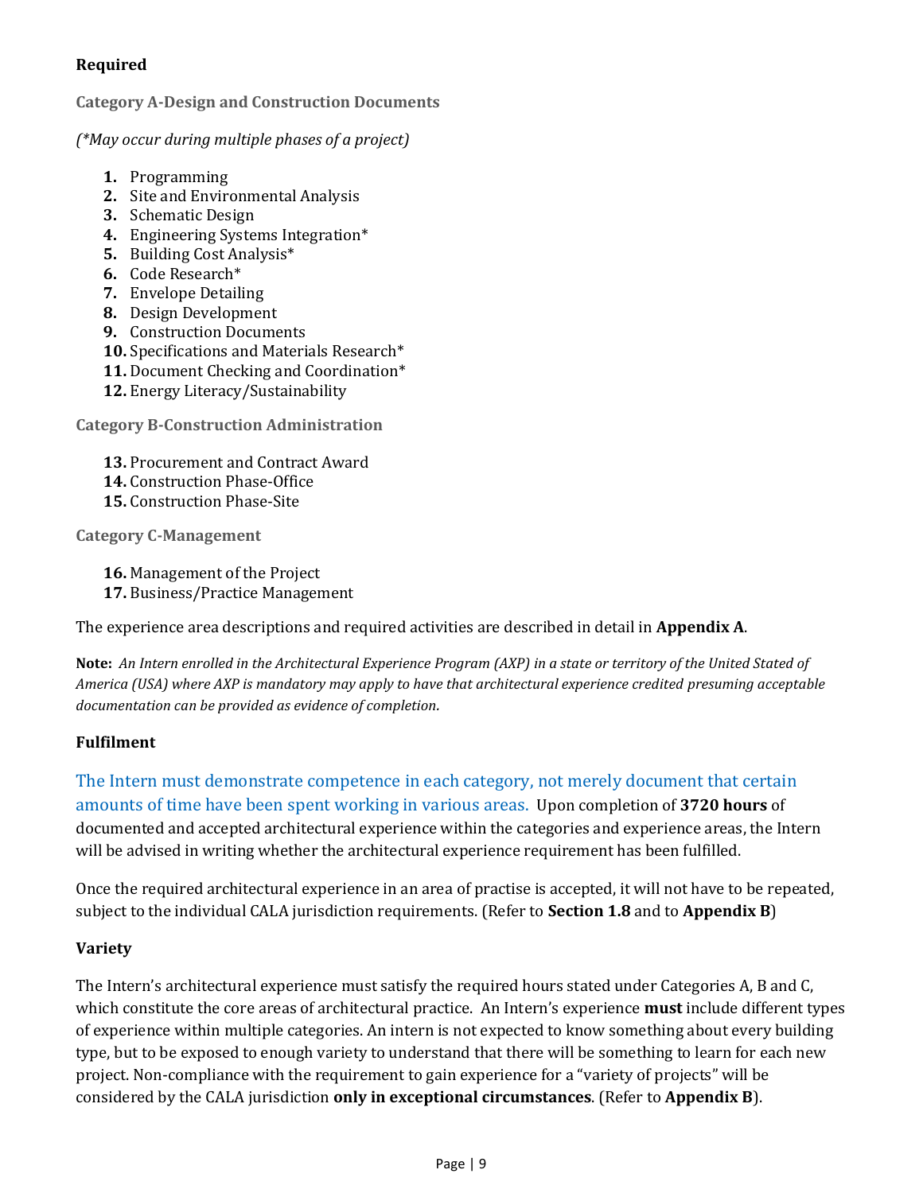**Required**

**Category A-Design and Construction Documents**

*(\*May occur during multiple phases of a project)*

1. Programming
2. Site and Environmental Analysis
3. Schematic Design
4. Engineering Systems Integration*
5. Building Cost Analysis*
6. Code Research*
7. Envelope Detailing
8. Design Development
9. Construction Documents
10. Specifications and Materials Research*
11. Document Checking and Coordination*
12. Energy Literacy/Sustainability

**Category B-Construction Administration**

13. Procurement and Contract Award
14. Construction Phase-Office
15. Construction Phase-Site

**Category C-Management**

16. Management of the Project
17. Business/Practice Management

The experience area descriptions and required activities are described in detail in **Appendix A**.

**Note:** *An Intern enrolled in the Architectural Experience Program (AXP) in a state or territory of the United Stated of America (USA) where AXP is mandatory may apply to have that architectural experience credited presuming acceptable documentation can be provided as evidence of completion.*

**Fulfilment**

The Intern must demonstrate competence in each category, not merely document that certain amounts of time have been spent working in various areas. Upon completion of **3720 hours** of documented and accepted architectural experience within the categories and experience areas, the Intern will be advised in writing whether the architectural experience requirement has been fulfilled.

Once the required architectural experience in an area of practise is accepted, it will not have to be repeated, subject to the individual CALA jurisdiction requirements. (Refer to **Section 1.8** and to **Appendix B**)

**Variety**

The Intern's architectural experience must satisfy the required hours stated under Categories A, B and C, which constitute the core areas of architectural practice. An Intern's experience **must** include different types of experience within multiple categories. An intern is not expected to know something about every building type, but to be exposed to enough variety to understand that there will be something to learn for each new project. Non-compliance with the requirement to gain experience for a "variety of projects" will be considered by the CALA jurisdiction **only in exceptional circumstances**. (Refer to **Appendix B**).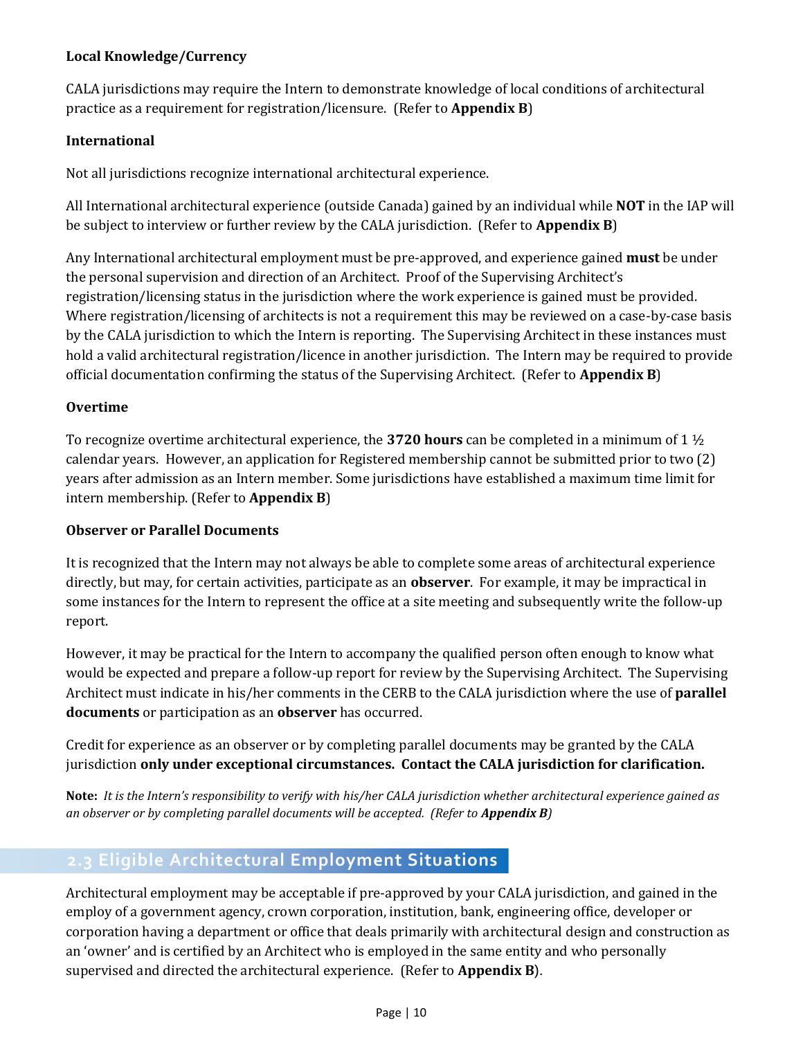**Local Knowledge/Currency**

CALA jurisdictions may require the Intern to demonstrate knowledge of local conditions of architectural practice as a requirement for registration/licensure. (Refer to **Appendix B**)

**International**

Not all jurisdictions recognize international architectural experience.

All International architectural experience (outside Canada) gained by an individual while **NOT** in the IAP will be subject to interview or further review by the CALA jurisdiction. (Refer to **Appendix B**)

Any International architectural employment must be pre-approved, and experience gained **must** be under the personal supervision and direction of an Architect. Proof of the Supervising Architect's registration/licensing status in the jurisdiction where the work experience is gained must be provided. Where registration/licensing of architects is not a requirement this may be reviewed on a case-by-case basis by the CALA jurisdiction to which the Intern is reporting. The Supervising Architect in these instances must hold a valid architectural registration/licence in another jurisdiction. The Intern may be required to provide official documentation confirming the status of the Supervising Architect. (Refer to **Appendix B**)

**Overtime**

To recognize overtime architectural experience, the **3720 hours** can be completed in a minimum of 1 ½ calendar years. However, an application for Registered membership cannot be submitted prior to two (2) years after admission as an Intern member. Some jurisdictions have established a maximum time limit for intern membership. (Refer to **Appendix B**)

**Observer or Parallel Documents**

It is recognized that the Intern may not always be able to complete some areas of architectural experience directly, but may, for certain activities, participate as an **observer**. For example, it may be impractical in some instances for the Intern to represent the office at a site meeting and subsequently write the follow-up report.

However, it may be practical for the Intern to accompany the qualified person often enough to know what would be expected and prepare a follow-up report for review by the Supervising Architect. The Supervising Architect must indicate in his/her comments in the CERB to the CALA jurisdiction where the use of **parallel documents** or participation as an **observer** has occurred.

Credit for experience as an observer or by completing parallel documents may be granted by the CALA jurisdiction **only under exceptional circumstances. Contact the CALA jurisdiction for clarification.**

**Note:** *It is the Intern's responsibility to verify with his/her CALA jurisdiction whether architectural experience gained as an observer or by completing parallel documents will be accepted. (Refer to* ***Appendix B****)*

## 2.3 Eligible Architectural Employment Situations

Architectural employment may be acceptable if pre-approved by your CALA jurisdiction, and gained in the employ of a government agency, crown corporation, institution, bank, engineering office, developer or corporation having a department or office that deals primarily with architectural design and construction as an 'owner' and is certified by an Architect who is employed in the same entity and who personally supervised and directed the architectural experience. (Refer to **Appendix B**).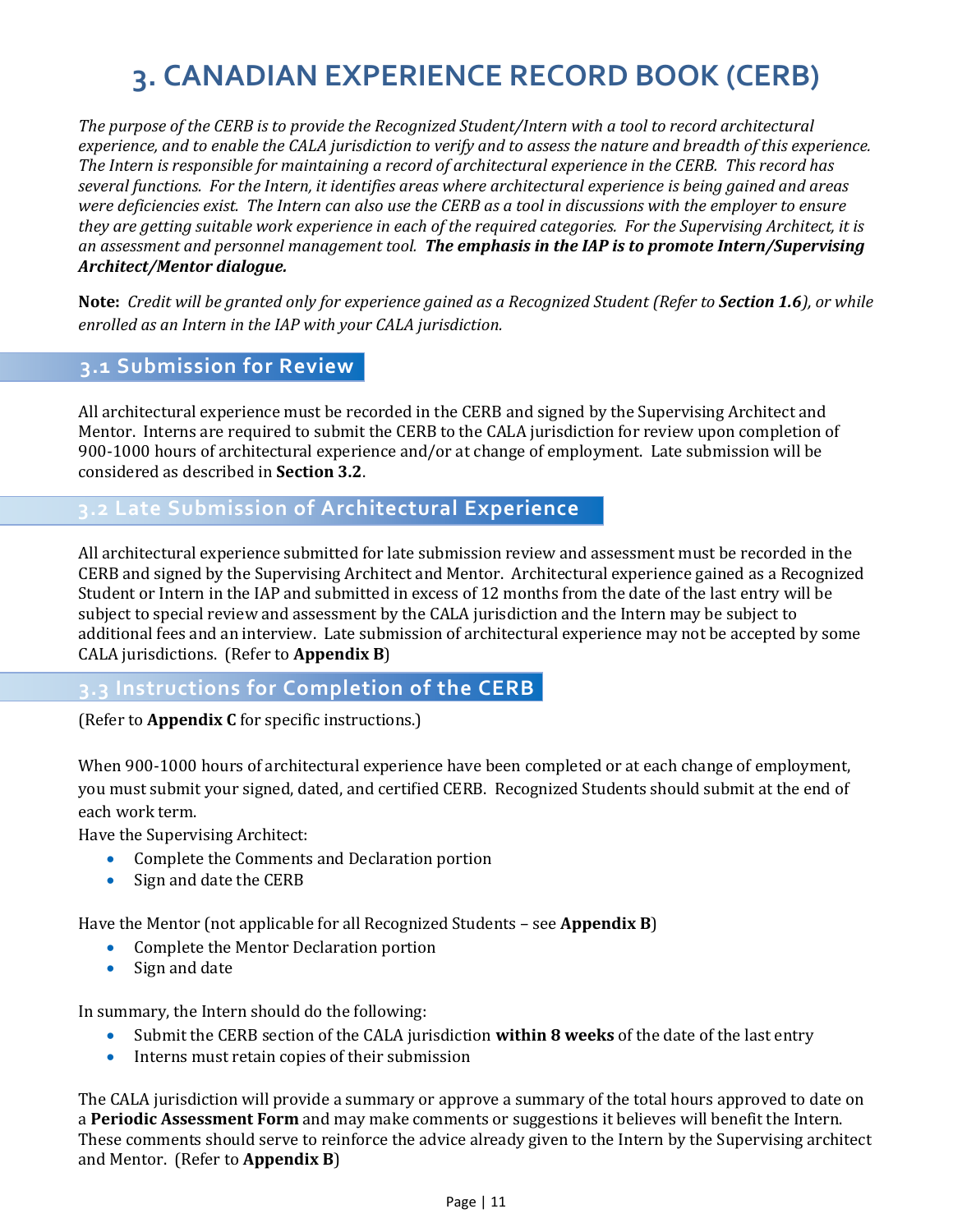# 3. CANADIAN EXPERIENCE RECORD BOOK (CERB)

*The purpose of the CERB is to provide the Recognized Student/Intern with a tool to record architectural experience, and to enable the CALA jurisdiction to verify and to assess the nature and breadth of this experience. The Intern is responsible for maintaining a record of architectural experience in the CERB. This record has several functions. For the Intern, it identifies areas where architectural experience is being gained and areas were deficiencies exist. The Intern can also use the CERB as a tool in discussions with the employer to ensure they are getting suitable work experience in each of the required categories. For the Supervising Architect, it is an assessment and personnel management tool.* ***The emphasis in the IAP is to promote Intern/Supervising Architect/Mentor dialogue.***

**Note:** *Credit will be granted only for experience gained as a Recognized Student (Refer to* ***Section 1.6****), or while enrolled as an Intern in the IAP with your CALA jurisdiction.*

## 3.1 Submission for Review

All architectural experience must be recorded in the CERB and signed by the Supervising Architect and Mentor. Interns are required to submit the CERB to the CALA jurisdiction for review upon completion of 900-1000 hours of architectural experience and/or at change of employment. Late submission will be considered as described in **Section 3.2**.

## 3.2 Late Submission of Architectural Experience

All architectural experience submitted for late submission review and assessment must be recorded in the CERB and signed by the Supervising Architect and Mentor. Architectural experience gained as a Recognized Student or Intern in the IAP and submitted in excess of 12 months from the date of the last entry will be subject to special review and assessment by the CALA jurisdiction and the Intern may be subject to additional fees and an interview. Late submission of architectural experience may not be accepted by some CALA jurisdictions. (Refer to **Appendix B**)

## 3.3 Instructions for Completion of the CERB

(Refer to **Appendix C** for specific instructions.)

When 900-1000 hours of architectural experience have been completed or at each change of employment, you must submit your signed, dated, and certified CERB. Recognized Students should submit at the end of each work term.

Have the Supervising Architect:

- Complete the Comments and Declaration portion
- Sign and date the CERB

Have the Mentor (not applicable for all Recognized Students – see **Appendix B**)

- Complete the Mentor Declaration portion
- Sign and date

In summary, the Intern should do the following:

- Submit the CERB section of the CALA jurisdiction **within 8 weeks** of the date of the last entry
- Interns must retain copies of their submission

The CALA jurisdiction will provide a summary or approve a summary of the total hours approved to date on a **Periodic Assessment Form** and may make comments or suggestions it believes will benefit the Intern. These comments should serve to reinforce the advice already given to the Intern by the Supervising architect and Mentor. (Refer to **Appendix B**)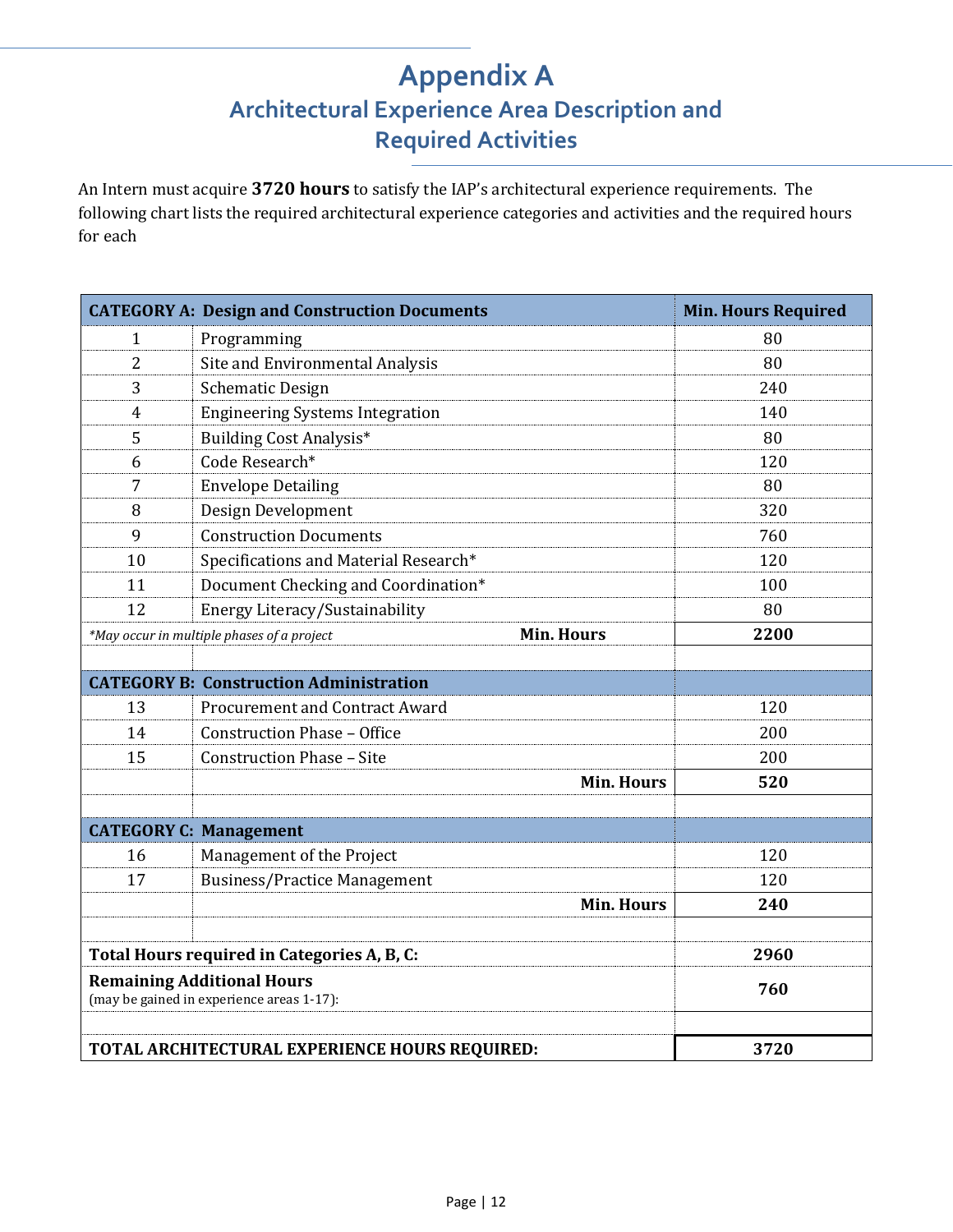# Appendix A

## Architectural Experience Area Description and Required Activities

An Intern must acquire **3720 hours** to satisfy the IAP's architectural experience requirements. The following chart lists the required architectural experience categories and activities and the required hours for each

| **CATEGORY A: Design and Construction Documents** | | **Min. Hours Required** |
|---|---|---|
| 1 | Programming | 80 |
| 2 | Site and Environmental Analysis | 80 |
| 3 | Schematic Design | 240 |
| 4 | Engineering Systems Integration | 140 |
| 5 | Building Cost Analysis* | 80 |
| 6 | Code Research* | 120 |
| 7 | Envelope Detailing | 80 |
| 8 | Design Development | 320 |
| 9 | Construction Documents | 760 |
| 10 | Specifications and Material Research* | 120 |
| 11 | Document Checking and Coordination* | 100 |
| 12 | Energy Literacy/Sustainability | 80 |
| *\*May occur in multiple phases of a project* | **Min. Hours** | **2200** |
| | | |
| **CATEGORY B: Construction Administration** | | |
| 13 | Procurement and Contract Award | 120 |
| 14 | Construction Phase – Office | 200 |
| 15 | Construction Phase – Site | 200 |
| | **Min. Hours** | **520** |
| | | |
| **CATEGORY C: Management** | | |
| 16 | Management of the Project | 120 |
| 17 | Business/Practice Management | 120 |
| | **Min. Hours** | **240** |
| | | |
| **Total Hours required in Categories A, B, C:** | | **2960** |
| **Remaining Additional Hours** (may be gained in experience areas 1-17): | | **760** |
| | | |
| **TOTAL ARCHITECTURAL EXPERIENCE HOURS REQUIRED:** | | **3720** |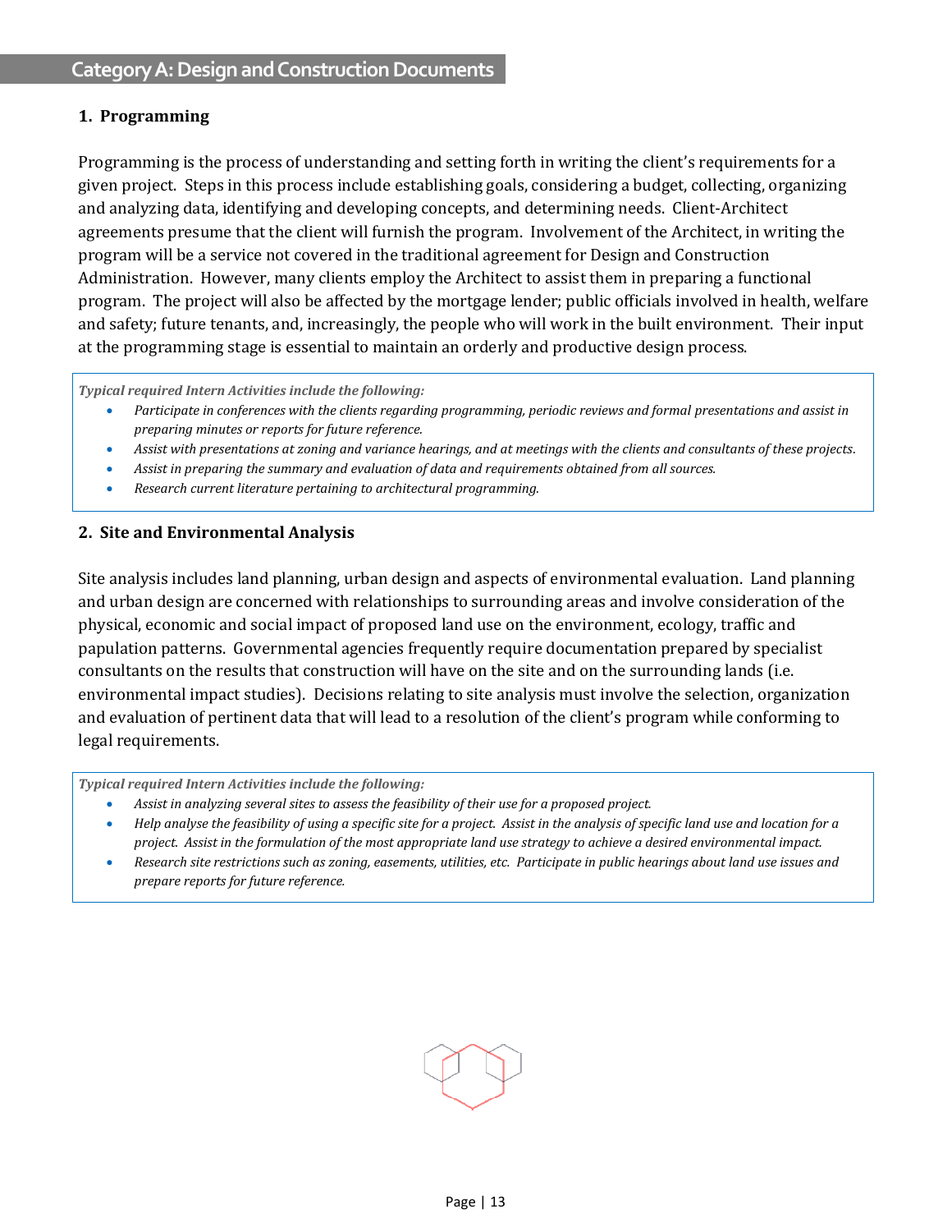## Category A: Design and Construction Documents

### 1. Programming

Programming is the process of understanding and setting forth in writing the client's requirements for a given project. Steps in this process include establishing goals, considering a budget, collecting, organizing and analyzing data, identifying and developing concepts, and determining needs. Client-Architect agreements presume that the client will furnish the program. Involvement of the Architect, in writing the program will be a service not covered in the traditional agreement for Design and Construction Administration. However, many clients employ the Architect to assist them in preparing a functional program. The project will also be affected by the mortgage lender; public officials involved in health, welfare and safety; future tenants, and, increasingly, the people who will work in the built environment. Their input at the programming stage is essential to maintain an orderly and productive design process.

*Typical required Intern Activities include the following:*

- *Participate in conferences with the clients regarding programming, periodic reviews and formal presentations and assist in preparing minutes or reports for future reference.*
- *Assist with presentations at zoning and variance hearings, and at meetings with the clients and consultants of these projects.*
- *Assist in preparing the summary and evaluation of data and requirements obtained from all sources.*
- *Research current literature pertaining to architectural programming.*

### 2. Site and Environmental Analysis

Site analysis includes land planning, urban design and aspects of environmental evaluation. Land planning and urban design are concerned with relationships to surrounding areas and involve consideration of the physical, economic and social impact of proposed land use on the environment, ecology, traffic and papulation patterns. Governmental agencies frequently require documentation prepared by specialist consultants on the results that construction will have on the site and on the surrounding lands (i.e. environmental impact studies). Decisions relating to site analysis must involve the selection, organization and evaluation of pertinent data that will lead to a resolution of the client's program while conforming to legal requirements.

*Typical required Intern Activities include the following:*

- *Assist in analyzing several sites to assess the feasibility of their use for a proposed project.*
- *Help analyse the feasibility of using a specific site for a project. Assist in the analysis of specific land use and location for a project. Assist in the formulation of the most appropriate land use strategy to achieve a desired environmental impact.*
- *Research site restrictions such as zoning, easements, utilities, etc. Participate in public hearings about land use issues and prepare reports for future reference.*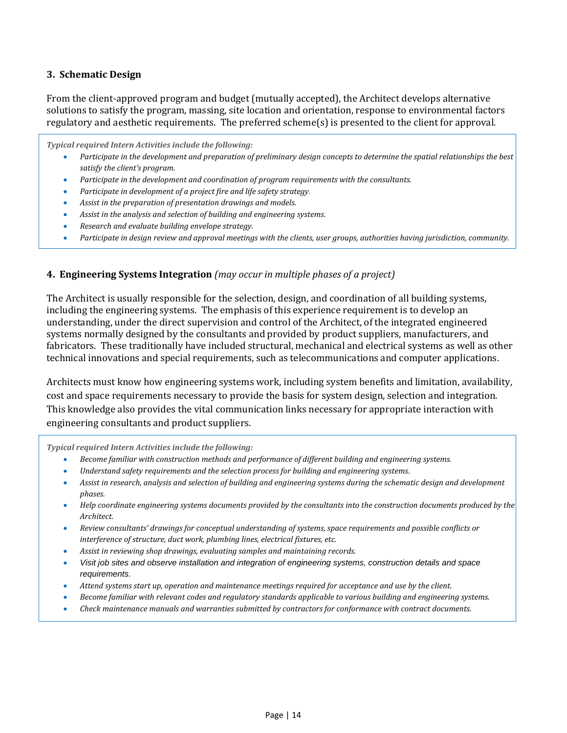### 3. Schematic Design

From the client-approved program and budget (mutually accepted), the Architect develops alternative solutions to satisfy the program, massing, site location and orientation, response to environmental factors regulatory and aesthetic requirements. The preferred scheme(s) is presented to the client for approval.

*Typical required Intern Activities include the following:*

- *Participate in the development and preparation of preliminary design concepts to determine the spatial relationships the best satisfy the client's program.*
- *Participate in the development and coordination of program requirements with the consultants.*
- *Participate in development of a project fire and life safety strategy.*
- *Assist in the preparation of presentation drawings and models.*
- *Assist in the analysis and selection of building and engineering systems.*
- *Research and evaluate building envelope strategy.*
- *Participate in design review and approval meetings with the clients, user groups, authorities having jurisdiction, community.*

### 4. Engineering Systems Integration *(may occur in multiple phases of a project)*

The Architect is usually responsible for the selection, design, and coordination of all building systems, including the engineering systems. The emphasis of this experience requirement is to develop an understanding, under the direct supervision and control of the Architect, of the integrated engineered systems normally designed by the consultants and provided by product suppliers, manufacturers, and fabricators. These traditionally have included structural, mechanical and electrical systems as well as other technical innovations and special requirements, such as telecommunications and computer applications.

Architects must know how engineering systems work, including system benefits and limitation, availability, cost and space requirements necessary to provide the basis for system design, selection and integration. This knowledge also provides the vital communication links necessary for appropriate interaction with engineering consultants and product suppliers.

*Typical required Intern Activities include the following:*

- *Become familiar with construction methods and performance of different building and engineering systems.*
- *Understand safety requirements and the selection process for building and engineering systems.*
- *Assist in research, analysis and selection of building and engineering systems during the schematic design and development phases.*
- *Help coordinate engineering systems documents provided by the consultants into the construction documents produced by the Architect.*
- *Review consultants' drawings for conceptual understanding of systems, space requirements and possible conflicts or interference of structure, duct work, plumbing lines, electrical fixtures, etc.*
- *Assist in reviewing shop drawings, evaluating samples and maintaining records.*
- *Visit job sites and observe installation and integration of engineering systems, construction details and space requirements.*
- *Attend systems start up, operation and maintenance meetings required for acceptance and use by the client.*
- *Become familiar with relevant codes and regulatory standards applicable to various building and engineering systems.*
- *Check maintenance manuals and warranties submitted by contractors for conformance with contract documents.*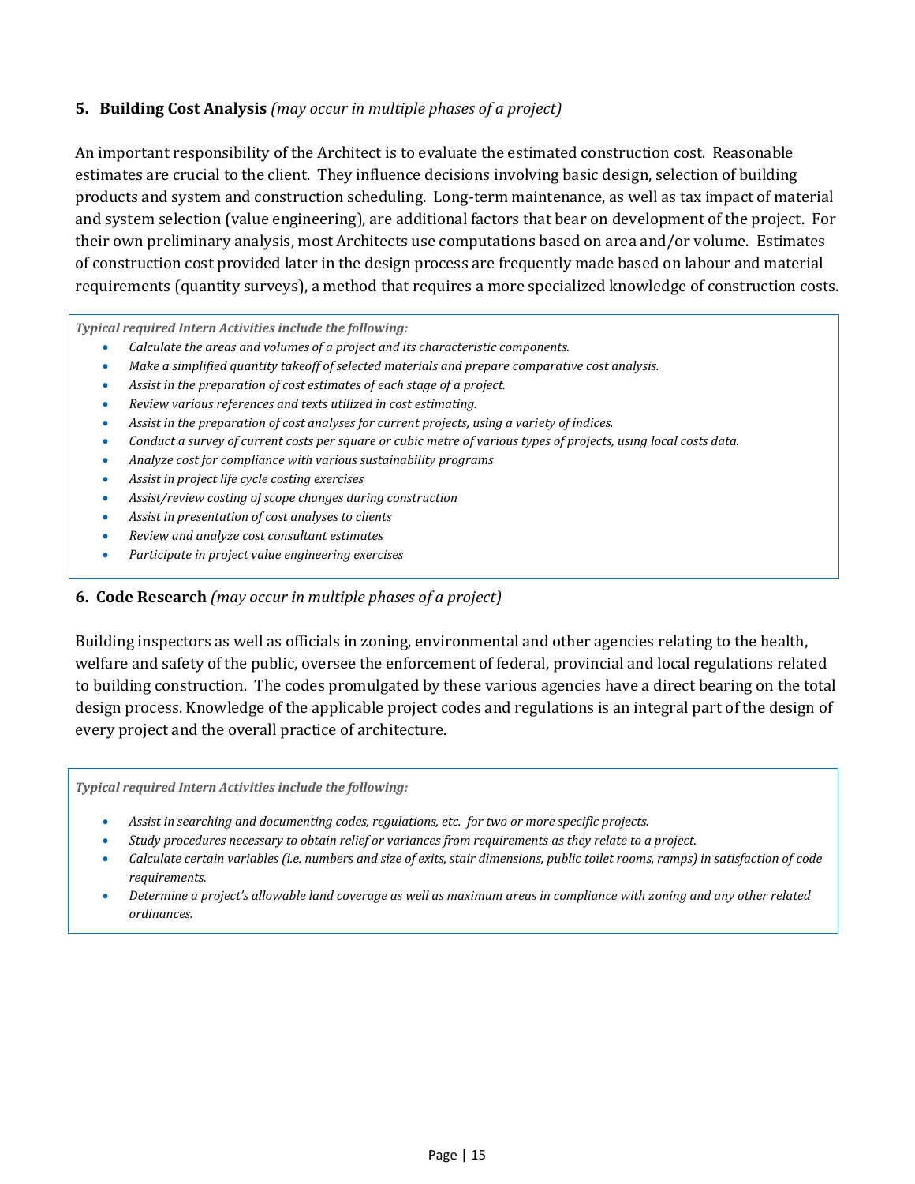## 5. Building Cost Analysis *(may occur in multiple phases of a project)*

An important responsibility of the Architect is to evaluate the estimated construction cost. Reasonable estimates are crucial to the client. They influence decisions involving basic design, selection of building products and system and construction scheduling. Long-term maintenance, as well as tax impact of material and system selection (value engineering), are additional factors that bear on development of the project. For their own preliminary analysis, most Architects use computations based on area and/or volume. Estimates of construction cost provided later in the design process are frequently made based on labour and material requirements (quantity surveys), a method that requires a more specialized knowledge of construction costs.

***Typical required Intern Activities include the following:***

- *Calculate the areas and volumes of a project and its characteristic components.*
- *Make a simplified quantity takeoff of selected materials and prepare comparative cost analysis.*
- *Assist in the preparation of cost estimates of each stage of a project.*
- *Review various references and texts utilized in cost estimating.*
- *Assist in the preparation of cost analyses for current projects, using a variety of indices.*
- *Conduct a survey of current costs per square or cubic metre of various types of projects, using local costs data.*
- *Analyze cost for compliance with various sustainability programs*
- *Assist in project life cycle costing exercises*
- *Assist/review costing of scope changes during construction*
- *Assist in presentation of cost analyses to clients*
- *Review and analyze cost consultant estimates*
- *Participate in project value engineering exercises*

## 6. Code Research *(may occur in multiple phases of a project)*

Building inspectors as well as officials in zoning, environmental and other agencies relating to the health, welfare and safety of the public, oversee the enforcement of federal, provincial and local regulations related to building construction. The codes promulgated by these various agencies have a direct bearing on the total design process. Knowledge of the applicable project codes and regulations is an integral part of the design of every project and the overall practice of architecture.

***Typical required Intern Activities include the following:***

- *Assist in searching and documenting codes, regulations, etc. for two or more specific projects.*
- *Study procedures necessary to obtain relief or variances from requirements as they relate to a project.*
- *Calculate certain variables (i.e. numbers and size of exits, stair dimensions, public toilet rooms, ramps) in satisfaction of code requirements.*
- *Determine a project's allowable land coverage as well as maximum areas in compliance with zoning and any other related ordinances.*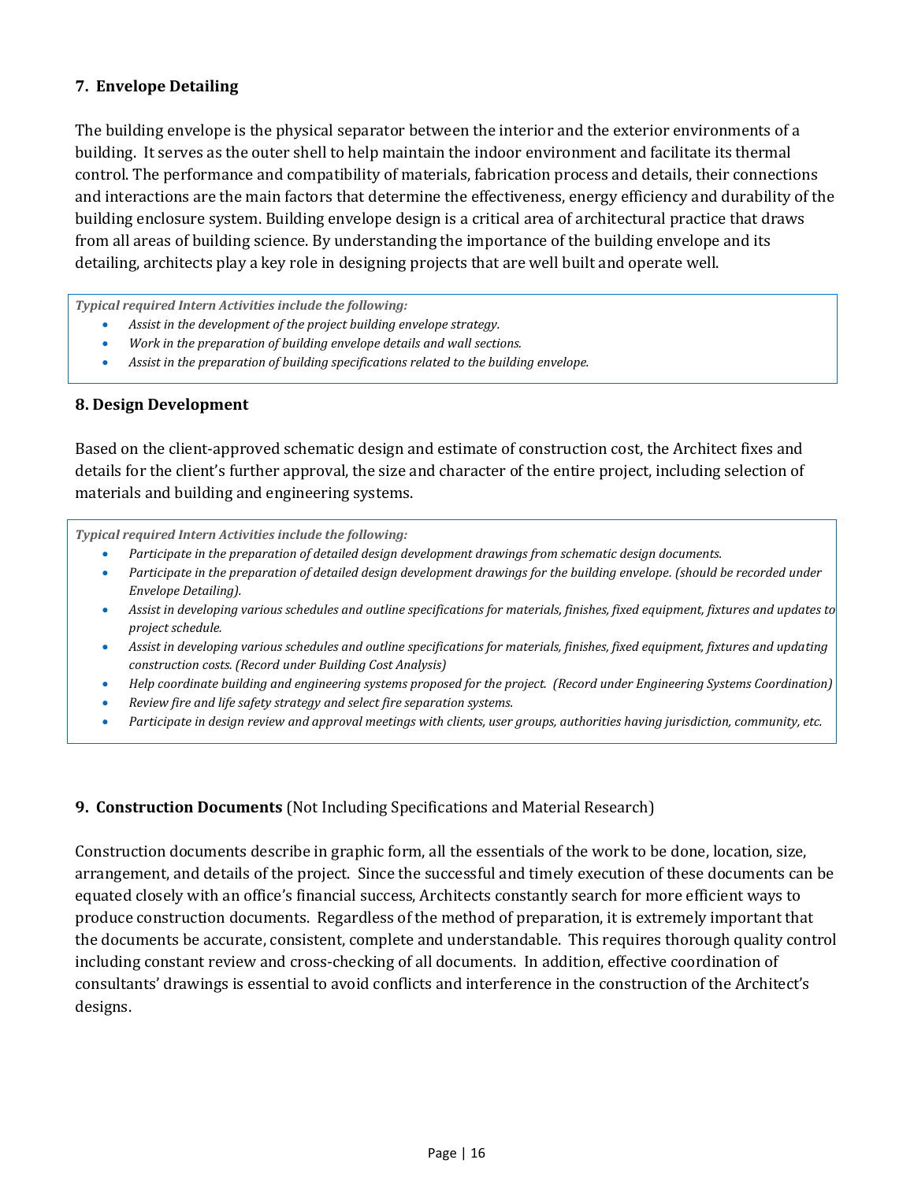### 7. Envelope Detailing

The building envelope is the physical separator between the interior and the exterior environments of a building. It serves as the outer shell to help maintain the indoor environment and facilitate its thermal control. The performance and compatibility of materials, fabrication process and details, their connections and interactions are the main factors that determine the effectiveness, energy efficiency and durability of the building enclosure system. Building envelope design is a critical area of architectural practice that draws from all areas of building science. By understanding the importance of the building envelope and its detailing, architects play a key role in designing projects that are well built and operate well.

***Typical required Intern Activities include the following:***

- *Assist in the development of the project building envelope strategy.*
- *Work in the preparation of building envelope details and wall sections.*
- *Assist in the preparation of building specifications related to the building envelope.*

### 8. Design Development

Based on the client-approved schematic design and estimate of construction cost, the Architect fixes and details for the client's further approval, the size and character of the entire project, including selection of materials and building and engineering systems.

***Typical required Intern Activities include the following:***

- *Participate in the preparation of detailed design development drawings from schematic design documents.*
- *Participate in the preparation of detailed design development drawings for the building envelope. (should be recorded under Envelope Detailing).*
- *Assist in developing various schedules and outline specifications for materials, finishes, fixed equipment, fixtures and updates to project schedule.*
- *Assist in developing various schedules and outline specifications for materials, finishes, fixed equipment, fixtures and updating construction costs. (Record under Building Cost Analysis)*
- *Help coordinate building and engineering systems proposed for the project. (Record under Engineering Systems Coordination)*
- *Review fire and life safety strategy and select fire separation systems.*
- *Participate in design review and approval meetings with clients, user groups, authorities having jurisdiction, community, etc.*

### 9. Construction Documents (Not Including Specifications and Material Research)

Construction documents describe in graphic form, all the essentials of the work to be done, location, size, arrangement, and details of the project. Since the successful and timely execution of these documents can be equated closely with an office's financial success, Architects constantly search for more efficient ways to produce construction documents. Regardless of the method of preparation, it is extremely important that the documents be accurate, consistent, complete and understandable. This requires thorough quality control including constant review and cross-checking of all documents. In addition, effective coordination of consultants' drawings is essential to avoid conflicts and interference in the construction of the Architect's designs.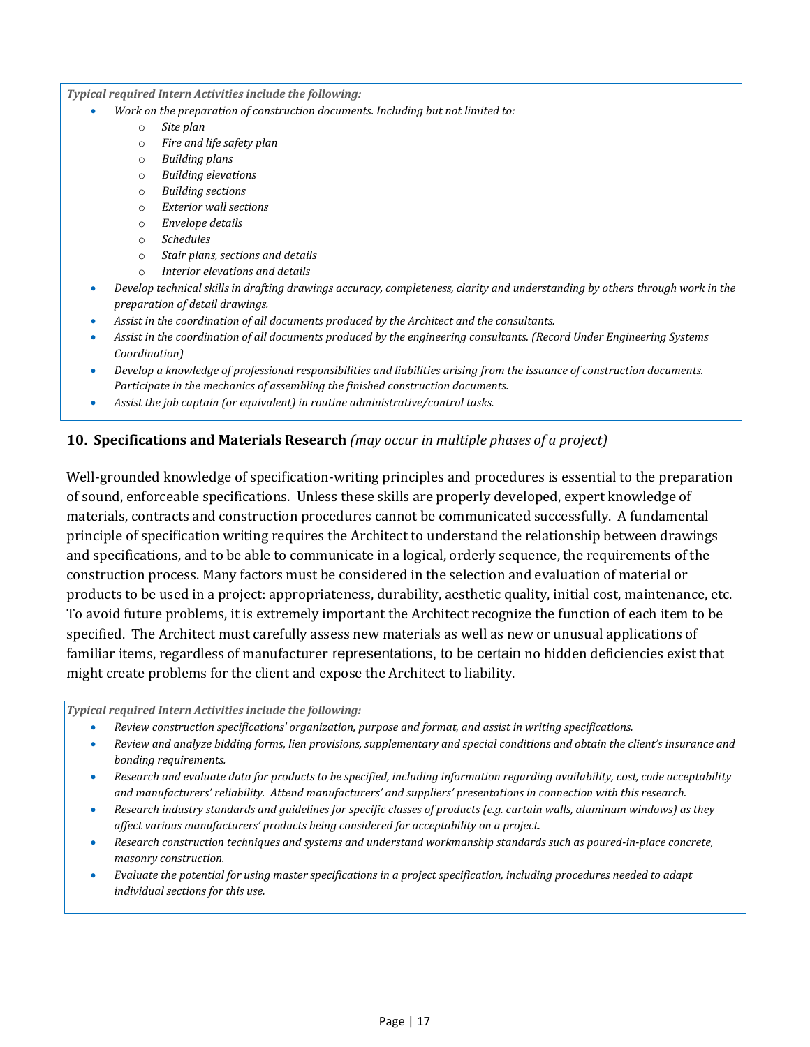***Typical required Intern Activities include the following:***

- *Work on the preparation of construction documents. Including but not limited to:*
    - *Site plan*
    - *Fire and life safety plan*
    - *Building plans*
    - *Building elevations*
    - *Building sections*
    - *Exterior wall sections*
    - *Envelope details*
    - *Schedules*
    - *Stair plans, sections and details*
    - *Interior elevations and details*
- *Develop technical skills in drafting drawings accuracy, completeness, clarity and understanding by others through work in the preparation of detail drawings.*
- *Assist in the coordination of all documents produced by the Architect and the consultants.*
- *Assist in the coordination of all documents produced by the engineering consultants. (Record Under Engineering Systems Coordination)*
- *Develop a knowledge of professional responsibilities and liabilities arising from the issuance of construction documents. Participate in the mechanics of assembling the finished construction documents.*
- *Assist the job captain (or equivalent) in routine administrative/control tasks.*

## 10. Specifications and Materials Research *(may occur in multiple phases of a project)*

Well-grounded knowledge of specification-writing principles and procedures is essential to the preparation of sound, enforceable specifications. Unless these skills are properly developed, expert knowledge of materials, contracts and construction procedures cannot be communicated successfully. A fundamental principle of specification writing requires the Architect to understand the relationship between drawings and specifications, and to be able to communicate in a logical, orderly sequence, the requirements of the construction process. Many factors must be considered in the selection and evaluation of material or products to be used in a project: appropriateness, durability, aesthetic quality, initial cost, maintenance, etc. To avoid future problems, it is extremely important the Architect recognize the function of each item to be specified. The Architect must carefully assess new materials as well as new or unusual applications of familiar items, regardless of manufacturer representations, to be certain no hidden deficiencies exist that might create problems for the client and expose the Architect to liability.

***Typical required Intern Activities include the following:***

- *Review construction specifications' organization, purpose and format, and assist in writing specifications.*
- *Review and analyze bidding forms, lien provisions, supplementary and special conditions and obtain the client's insurance and bonding requirements.*
- *Research and evaluate data for products to be specified, including information regarding availability, cost, code acceptability and manufacturers' reliability. Attend manufacturers' and suppliers' presentations in connection with this research.*
- *Research industry standards and guidelines for specific classes of products (e.g. curtain walls, aluminum windows) as they affect various manufacturers' products being considered for acceptability on a project.*
- *Research construction techniques and systems and understand workmanship standards such as poured-in-place concrete, masonry construction.*
- *Evaluate the potential for using master specifications in a project specification, including procedures needed to adapt individual sections for this use.*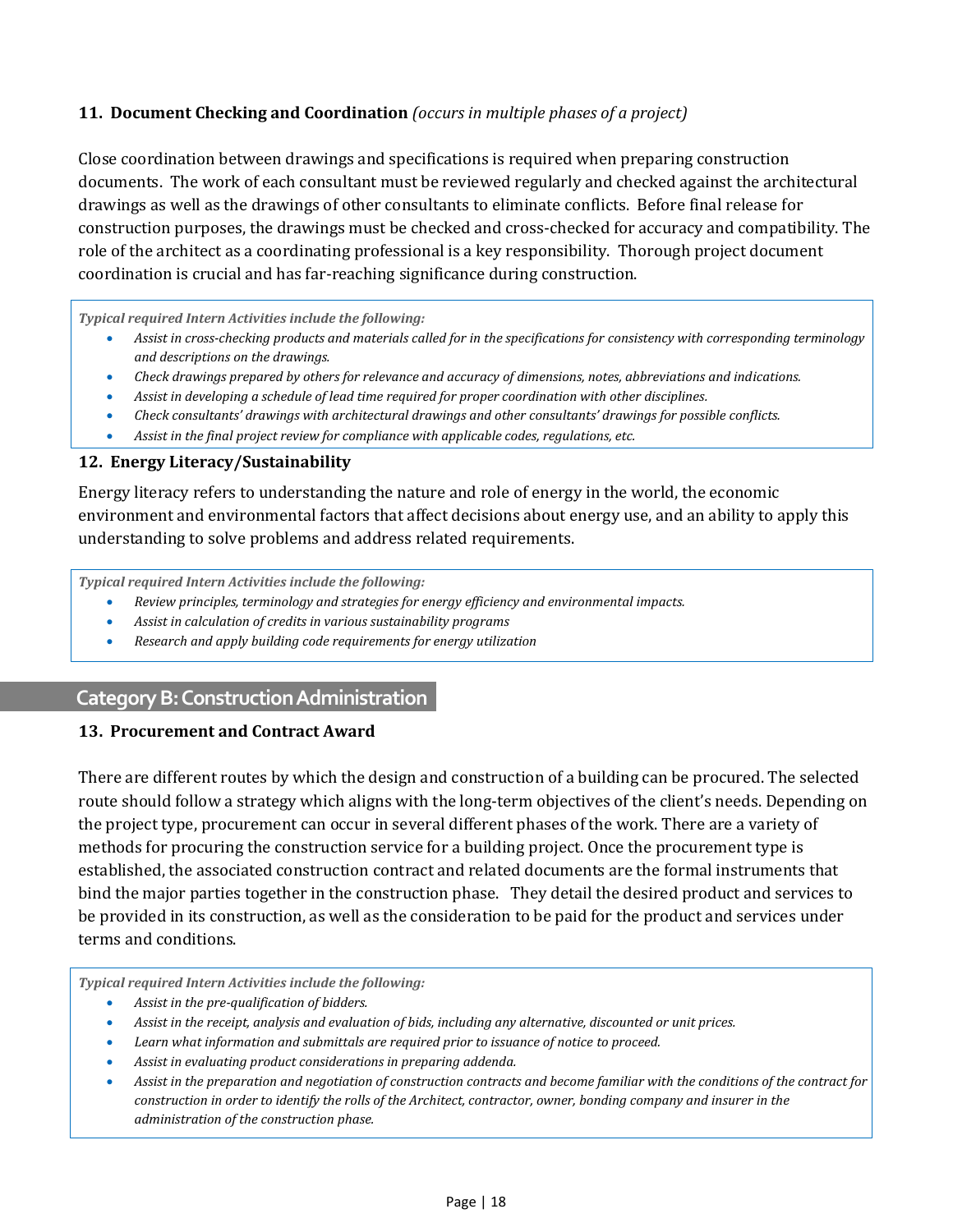### 11. Document Checking and Coordination *(occurs in multiple phases of a project)*

Close coordination between drawings and specifications is required when preparing construction documents. The work of each consultant must be reviewed regularly and checked against the architectural drawings as well as the drawings of other consultants to eliminate conflicts. Before final release for construction purposes, the drawings must be checked and cross-checked for accuracy and compatibility. The role of the architect as a coordinating professional is a key responsibility. Thorough project document coordination is crucial and has far-reaching significance during construction.

***Typical required Intern Activities include the following:***

- *Assist in cross-checking products and materials called for in the specifications for consistency with corresponding terminology and descriptions on the drawings.*
- *Check drawings prepared by others for relevance and accuracy of dimensions, notes, abbreviations and indications.*
- *Assist in developing a schedule of lead time required for proper coordination with other disciplines.*
- *Check consultants' drawings with architectural drawings and other consultants' drawings for possible conflicts.*
- *Assist in the final project review for compliance with applicable codes, regulations, etc.*

### 12. Energy Literacy/Sustainability

Energy literacy refers to understanding the nature and role of energy in the world, the economic environment and environmental factors that affect decisions about energy use, and an ability to apply this understanding to solve problems and address related requirements.

***Typical required Intern Activities include the following:***

- *Review principles, terminology and strategies for energy efficiency and environmental impacts.*
- *Assist in calculation of credits in various sustainability programs*
- *Research and apply building code requirements for energy utilization*

## Category B: Construction Administration

### 13. Procurement and Contract Award

There are different routes by which the design and construction of a building can be procured. The selected route should follow a strategy which aligns with the long-term objectives of the client's needs. Depending on the project type, procurement can occur in several different phases of the work. There are a variety of methods for procuring the construction service for a building project. Once the procurement type is established, the associated construction contract and related documents are the formal instruments that bind the major parties together in the construction phase. They detail the desired product and services to be provided in its construction, as well as the consideration to be paid for the product and services under terms and conditions.

***Typical required Intern Activities include the following:***

- *Assist in the pre-qualification of bidders.*
- *Assist in the receipt, analysis and evaluation of bids, including any alternative, discounted or unit prices.*
- *Learn what information and submittals are required prior to issuance of notice to proceed.*
- *Assist in evaluating product considerations in preparing addenda.*
- *Assist in the preparation and negotiation of construction contracts and become familiar with the conditions of the contract for construction in order to identify the rolls of the Architect, contractor, owner, bonding company and insurer in the administration of the construction phase.*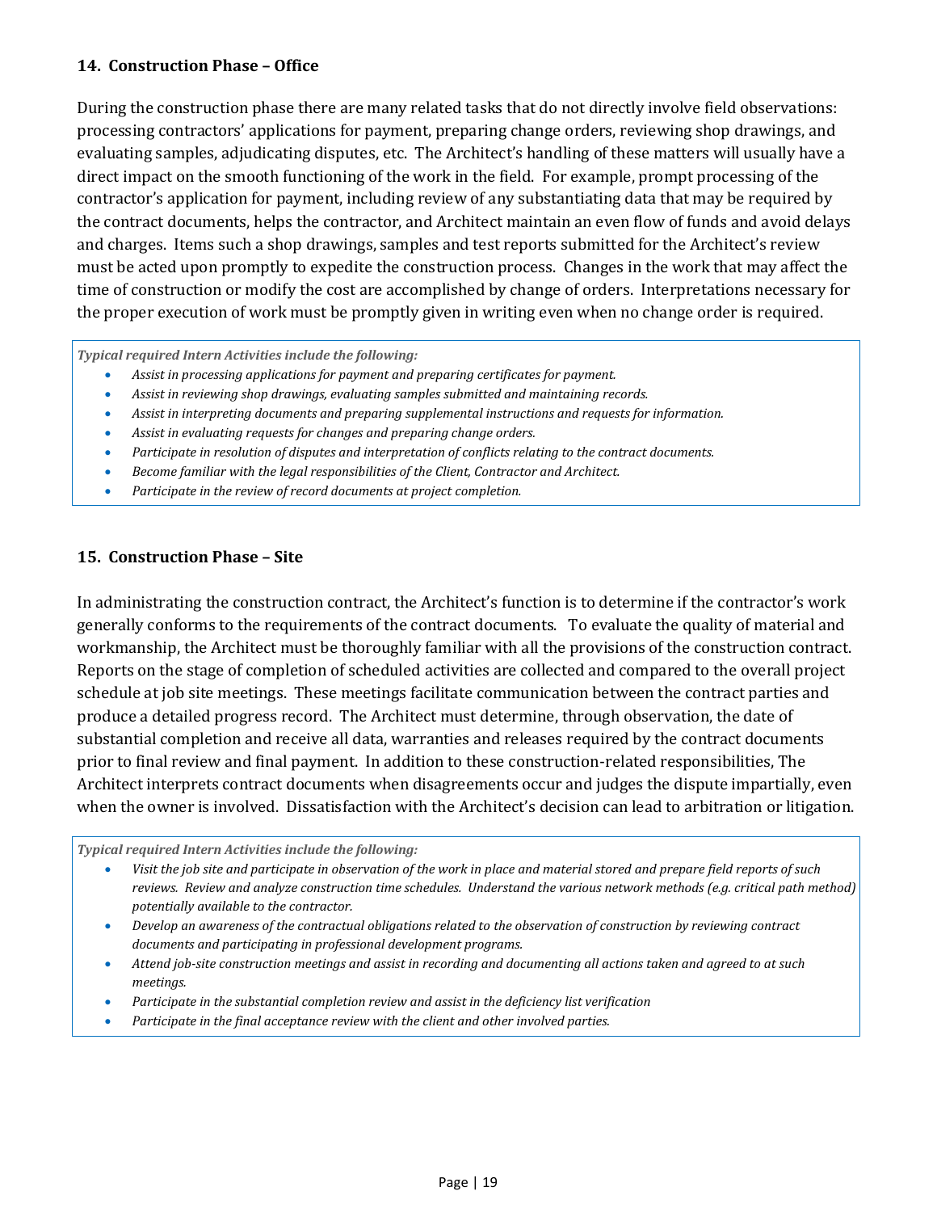### 14. Construction Phase – Office

During the construction phase there are many related tasks that do not directly involve field observations: processing contractors' applications for payment, preparing change orders, reviewing shop drawings, and evaluating samples, adjudicating disputes, etc. The Architect's handling of these matters will usually have a direct impact on the smooth functioning of the work in the field. For example, prompt processing of the contractor's application for payment, including review of any substantiating data that may be required by the contract documents, helps the contractor, and Architect maintain an even flow of funds and avoid delays and charges. Items such a shop drawings, samples and test reports submitted for the Architect's review must be acted upon promptly to expedite the construction process. Changes in the work that may affect the time of construction or modify the cost are accomplished by change of orders. Interpretations necessary for the proper execution of work must be promptly given in writing even when no change order is required.

***Typical required Intern Activities include the following:***

- *Assist in processing applications for payment and preparing certificates for payment.*
- *Assist in reviewing shop drawings, evaluating samples submitted and maintaining records.*
- *Assist in interpreting documents and preparing supplemental instructions and requests for information.*
- *Assist in evaluating requests for changes and preparing change orders.*
- *Participate in resolution of disputes and interpretation of conflicts relating to the contract documents.*
- *Become familiar with the legal responsibilities of the Client, Contractor and Architect.*
- *Participate in the review of record documents at project completion.*

### 15. Construction Phase – Site

In administrating the construction contract, the Architect's function is to determine if the contractor's work generally conforms to the requirements of the contract documents. To evaluate the quality of material and workmanship, the Architect must be thoroughly familiar with all the provisions of the construction contract. Reports on the stage of completion of scheduled activities are collected and compared to the overall project schedule at job site meetings. These meetings facilitate communication between the contract parties and produce a detailed progress record. The Architect must determine, through observation, the date of substantial completion and receive all data, warranties and releases required by the contract documents prior to final review and final payment. In addition to these construction-related responsibilities, The Architect interprets contract documents when disagreements occur and judges the dispute impartially, even when the owner is involved. Dissatisfaction with the Architect's decision can lead to arbitration or litigation.

***Typical required Intern Activities include the following:***

- *Visit the job site and participate in observation of the work in place and material stored and prepare field reports of such reviews. Review and analyze construction time schedules. Understand the various network methods (e.g. critical path method) potentially available to the contractor.*
- *Develop an awareness of the contractual obligations related to the observation of construction by reviewing contract documents and participating in professional development programs.*
- *Attend job-site construction meetings and assist in recording and documenting all actions taken and agreed to at such meetings.*
- *Participate in the substantial completion review and assist in the deficiency list verification*
- *Participate in the final acceptance review with the client and other involved parties.*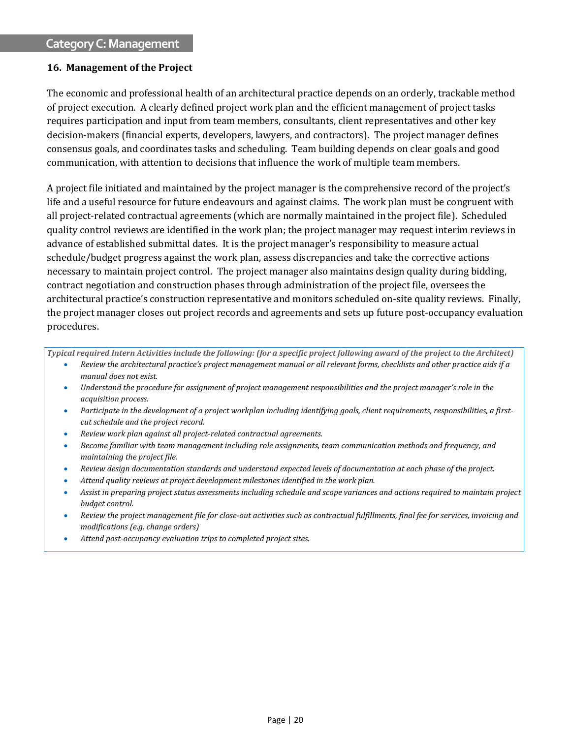## Category C: Management

### 16. Management of the Project

The economic and professional health of an architectural practice depends on an orderly, trackable method of project execution. A clearly defined project work plan and the efficient management of project tasks requires participation and input from team members, consultants, client representatives and other key decision-makers (financial experts, developers, lawyers, and contractors). The project manager defines consensus goals, and coordinates tasks and scheduling. Team building depends on clear goals and good communication, with attention to decisions that influence the work of multiple team members.

A project file initiated and maintained by the project manager is the comprehensive record of the project's life and a useful resource for future endeavours and against claims. The work plan must be congruent with all project-related contractual agreements (which are normally maintained in the project file). Scheduled quality control reviews are identified in the work plan; the project manager may request interim reviews in advance of established submittal dates. It is the project manager's responsibility to measure actual schedule/budget progress against the work plan, assess discrepancies and take the corrective actions necessary to maintain project control. The project manager also maintains design quality during bidding, contract negotiation and construction phases through administration of the project file, oversees the architectural practice's construction representative and monitors scheduled on-site quality reviews. Finally, the project manager closes out project records and agreements and sets up future post-occupancy evaluation procedures.

***Typical required Intern Activities include the following: (for a specific project following award of the project to the Architect)***

- *Review the architectural practice's project management manual or all relevant forms, checklists and other practice aids if a manual does not exist.*
- *Understand the procedure for assignment of project management responsibilities and the project manager's role in the acquisition process.*
- *Participate in the development of a project workplan including identifying goals, client requirements, responsibilities, a first-cut schedule and the project record.*
- *Review work plan against all project-related contractual agreements.*
- *Become familiar with team management including role assignments, team communication methods and frequency, and maintaining the project file.*
- *Review design documentation standards and understand expected levels of documentation at each phase of the project.*
- *Attend quality reviews at project development milestones identified in the work plan.*
- *Assist in preparing project status assessments including schedule and scope variances and actions required to maintain project budget control.*
- *Review the project management file for close-out activities such as contractual fulfillments, final fee for services, invoicing and modifications (e.g. change orders)*
- *Attend post-occupancy evaluation trips to completed project sites.*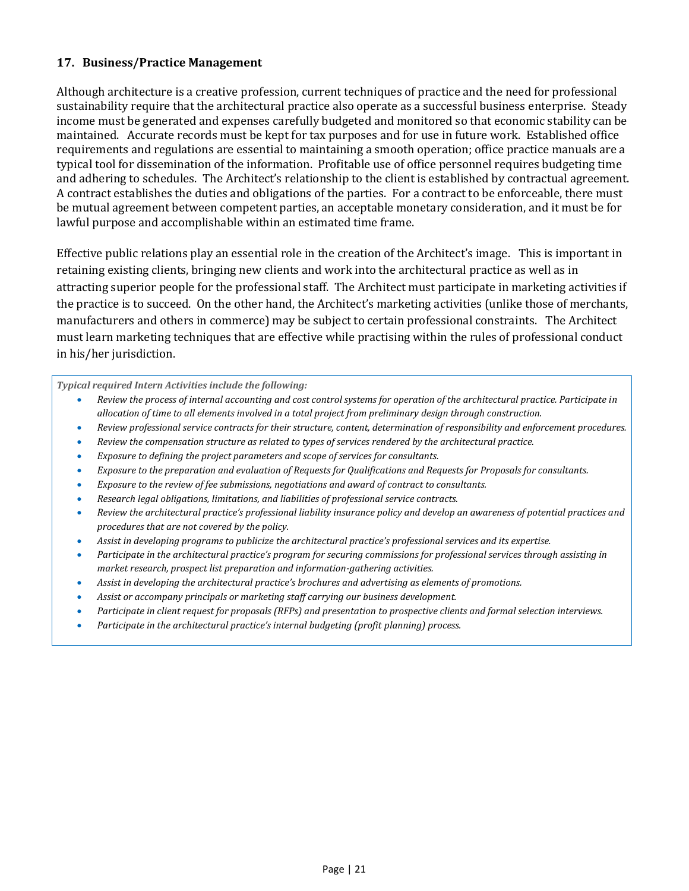## 17. Business/Practice Management

Although architecture is a creative profession, current techniques of practice and the need for professional sustainability require that the architectural practice also operate as a successful business enterprise. Steady income must be generated and expenses carefully budgeted and monitored so that economic stability can be maintained. Accurate records must be kept for tax purposes and for use in future work. Established office requirements and regulations are essential to maintaining a smooth operation; office practice manuals are a typical tool for dissemination of the information. Profitable use of office personnel requires budgeting time and adhering to schedules. The Architect's relationship to the client is established by contractual agreement. A contract establishes the duties and obligations of the parties. For a contract to be enforceable, there must be mutual agreement between competent parties, an acceptable monetary consideration, and it must be for lawful purpose and accomplishable within an estimated time frame.

Effective public relations play an essential role in the creation of the Architect's image. This is important in retaining existing clients, bringing new clients and work into the architectural practice as well as in attracting superior people for the professional staff. The Architect must participate in marketing activities if the practice is to succeed. On the other hand, the Architect's marketing activities (unlike those of merchants, manufacturers and others in commerce) may be subject to certain professional constraints. The Architect must learn marketing techniques that are effective while practising within the rules of professional conduct in his/her jurisdiction.

***Typical required Intern Activities include the following:***

- *Review the process of internal accounting and cost control systems for operation of the architectural practice. Participate in allocation of time to all elements involved in a total project from preliminary design through construction.*
- *Review professional service contracts for their structure, content, determination of responsibility and enforcement procedures.*
- *Review the compensation structure as related to types of services rendered by the architectural practice.*
- *Exposure to defining the project parameters and scope of services for consultants.*
- *Exposure to the preparation and evaluation of Requests for Qualifications and Requests for Proposals for consultants.*
- *Exposure to the review of fee submissions, negotiations and award of contract to consultants.*
- *Research legal obligations, limitations, and liabilities of professional service contracts.*
- *Review the architectural practice's professional liability insurance policy and develop an awareness of potential practices and procedures that are not covered by the policy.*
- *Assist in developing programs to publicize the architectural practice's professional services and its expertise.*
- *Participate in the architectural practice's program for securing commissions for professional services through assisting in market research, prospect list preparation and information-gathering activities.*
- *Assist in developing the architectural practice's brochures and advertising as elements of promotions.*
- *Assist or accompany principals or marketing staff carrying our business development.*
- *Participate in client request for proposals (RFPs) and presentation to prospective clients and formal selection interviews.*
- *Participate in the architectural practice's internal budgeting (profit planning) process.*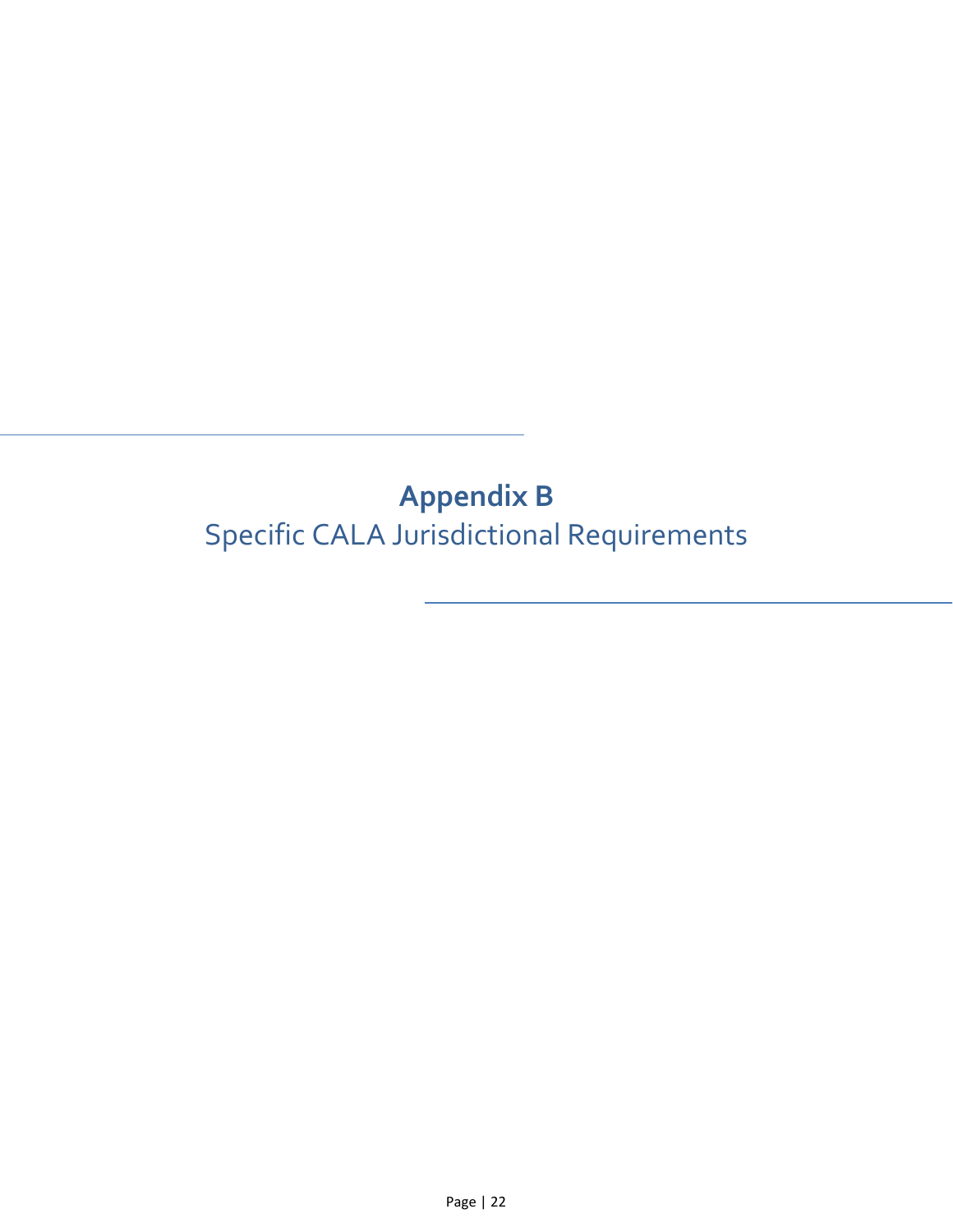# Appendix B

## Specific CALA Jurisdictional Requirements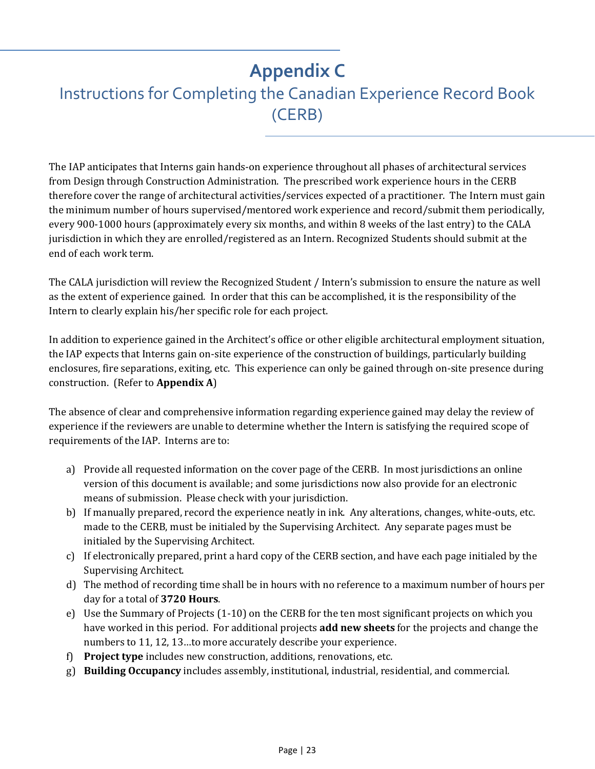# Appendix C

## Instructions for Completing the Canadian Experience Record Book (CERB)

The IAP anticipates that Interns gain hands-on experience throughout all phases of architectural services from Design through Construction Administration. The prescribed work experience hours in the CERB therefore cover the range of architectural activities/services expected of a practitioner. The Intern must gain the minimum number of hours supervised/mentored work experience and record/submit them periodically, every 900-1000 hours (approximately every six months, and within 8 weeks of the last entry) to the CALA jurisdiction in which they are enrolled/registered as an Intern. Recognized Students should submit at the end of each work term.

The CALA jurisdiction will review the Recognized Student / Intern's submission to ensure the nature as well as the extent of experience gained. In order that this can be accomplished, it is the responsibility of the Intern to clearly explain his/her specific role for each project.

In addition to experience gained in the Architect's office or other eligible architectural employment situation, the IAP expects that Interns gain on-site experience of the construction of buildings, particularly building enclosures, fire separations, exiting, etc. This experience can only be gained through on-site presence during construction. (Refer to **Appendix A**)

The absence of clear and comprehensive information regarding experience gained may delay the review of experience if the reviewers are unable to determine whether the Intern is satisfying the required scope of requirements of the IAP. Interns are to:

a) Provide all requested information on the cover page of the CERB. In most jurisdictions an online version of this document is available; and some jurisdictions now also provide for an electronic means of submission. Please check with your jurisdiction.
b) If manually prepared, record the experience neatly in ink. Any alterations, changes, white-outs, etc. made to the CERB, must be initialed by the Supervising Architect. Any separate pages must be initialed by the Supervising Architect.
c) If electronically prepared, print a hard copy of the CERB section, and have each page initialed by the Supervising Architect.
d) The method of recording time shall be in hours with no reference to a maximum number of hours per day for a total of **3720 Hours**.
e) Use the Summary of Projects (1-10) on the CERB for the ten most significant projects on which you have worked in this period. For additional projects **add new sheets** for the projects and change the numbers to 11, 12, 13…to more accurately describe your experience.
f) **Project type** includes new construction, additions, renovations, etc.
g) **Building Occupancy** includes assembly, institutional, industrial, residential, and commercial.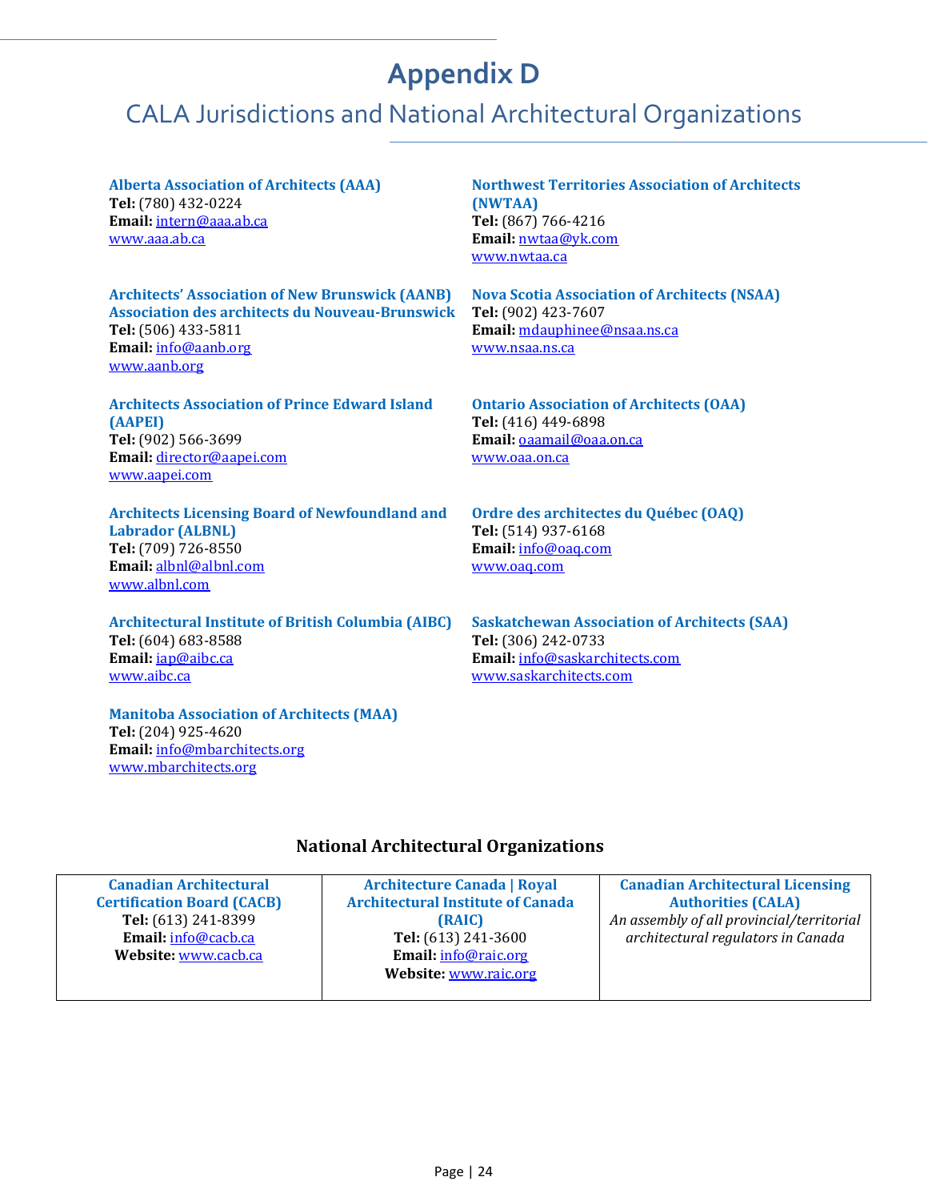# Appendix D

## CALA Jurisdictions and National Architectural Organizations

**Alberta Association of Architects (AAA)**
**Tel:** (780) 432-0224
**Email:** intern@aaa.ab.ca
www.aaa.ab.ca

**Architects' Association of New Brunswick (AANB)**
**Association des architects du Nouveau-Brunswick**
**Tel:** (506) 433-5811
**Email:** info@aanb.org
www.aanb.org

**Architects Association of Prince Edward Island (AAPEI)**
**Tel:** (902) 566-3699
**Email:** director@aapei.com
www.aapei.com

**Architects Licensing Board of Newfoundland and Labrador (ALBNL)**
**Tel:** (709) 726-8550
**Email:** albnl@albnl.com
www.albnl.com

**Architectural Institute of British Columbia (AIBC)**
**Tel:** (604) 683-8588
**Email:** iap@aibc.ca
www.aibc.ca

**Manitoba Association of Architects (MAA)**
**Tel:** (204) 925-4620
**Email:** info@mbarchitects.org
www.mbarchitects.org

**Northwest Territories Association of Architects (NWTAA)**
**Tel:** (867) 766-4216
**Email:** nwtaa@yk.com
www.nwtaa.ca

**Nova Scotia Association of Architects (NSAA)**
**Tel:** (902) 423-7607
**Email:** mdauphinee@nsaa.ns.ca
www.nsaa.ns.ca

**Ontario Association of Architects (OAA)**
**Tel:** (416) 449-6898
**Email:** oaamail@oaa.on.ca
www.oaa.on.ca

**Ordre des architectes du Québec (OAQ)**
**Tel:** (514) 937-6168
**Email:** info@oaq.com
www.oaq.com

**Saskatchewan Association of Architects (SAA)**
**Tel:** (306) 242-0733
**Email:** info@saskarchitects.com
www.saskarchitects.com

### National Architectural Organizations

| | | |
|---|---|---|
| **Canadian Architectural Certification Board (CACB)**<br>**Tel:** (613) 241-8399<br>**Email:** info@cacb.ca<br>**Website:** www.cacb.ca | **Architecture Canada \| Royal Architectural Institute of Canada (RAIC)**<br>**Tel:** (613) 241-3600<br>**Email:** info@raic.org<br>**Website:** www.raic.org | **Canadian Architectural Licensing Authorities (CALA)**<br>*An assembly of all provincial/territorial architectural regulators in Canada* |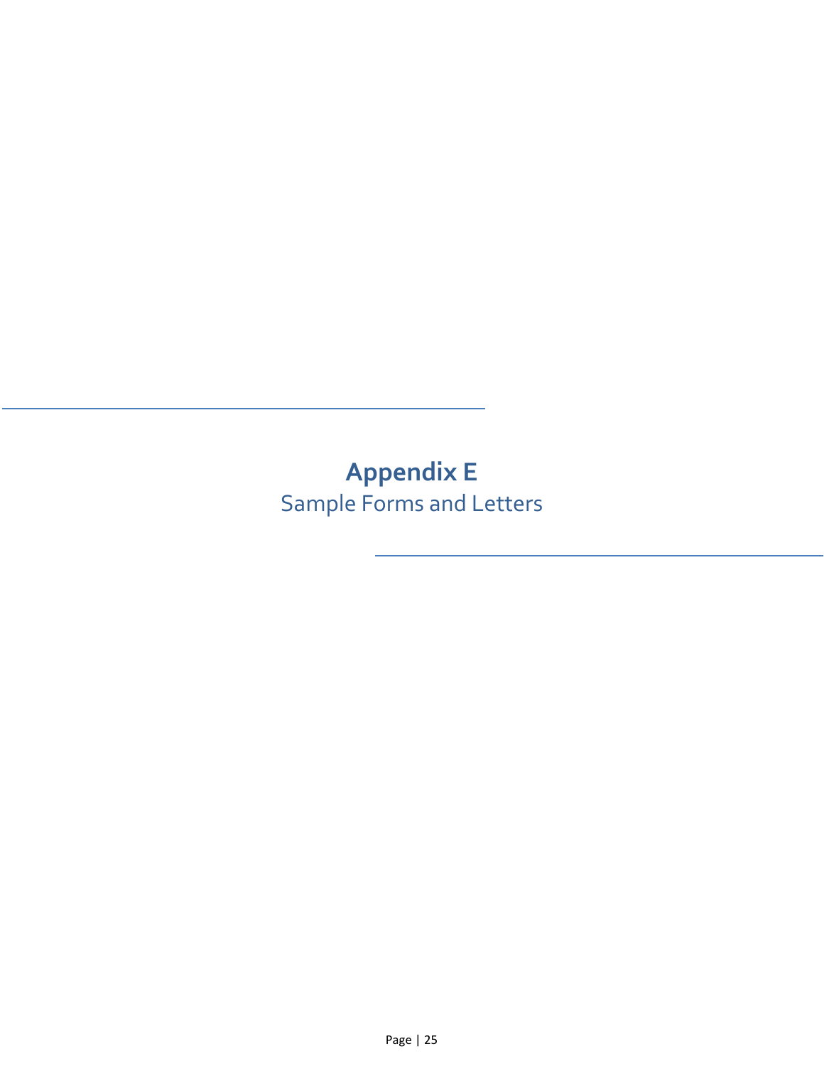# Appendix E

Sample Forms and Letters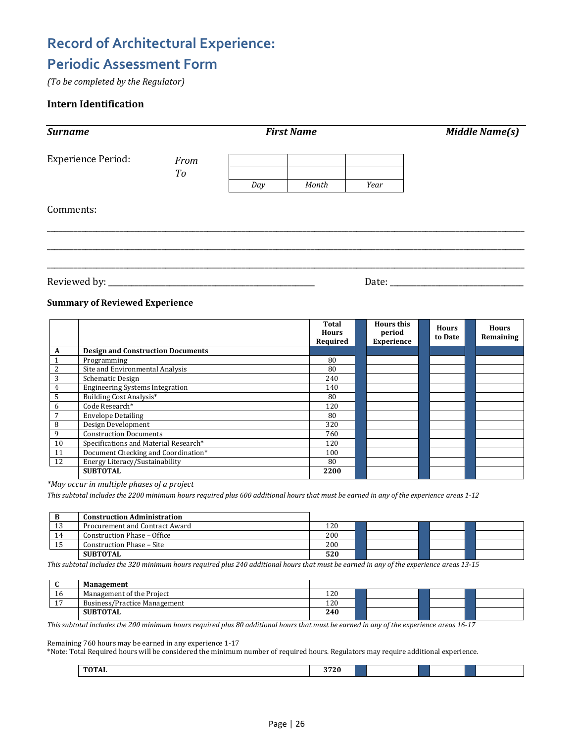# Record of Architectural Experience:

# Periodic Assessment Form

*(To be completed by the Regulator)*

### Intern Identification

| *Surname* | *First Name* | *Middle Name(s)* |
|---|---|---|

Experience Period:

| | | | |
|---|---|---|---|
| *From* | | | |
| *To* | | | |
| | *Day* | *Month* | *Year* |

Comments:

\_\_\_\_\_\_\_\_\_\_\_\_\_\_\_\_\_\_\_\_\_\_\_\_\_\_\_\_\_\_\_\_\_\_\_\_\_\_\_\_\_\_\_\_\_\_\_\_\_\_\_\_\_\_\_\_\_\_\_\_\_\_\_\_\_\_\_\_\_\_\_\_\_\_\_\_\_\_

\_\_\_\_\_\_\_\_\_\_\_\_\_\_\_\_\_\_\_\_\_\_\_\_\_\_\_\_\_\_\_\_\_\_\_\_\_\_\_\_\_\_\_\_\_\_\_\_\_\_\_\_\_\_\_\_\_\_\_\_\_\_\_\_\_\_\_\_\_\_\_\_\_\_\_\_\_\_

\_\_\_\_\_\_\_\_\_\_\_\_\_\_\_\_\_\_\_\_\_\_\_\_\_\_\_\_\_\_\_\_\_\_\_\_\_\_\_\_\_\_\_\_\_\_\_\_\_\_\_\_\_\_\_\_\_\_\_\_\_\_\_\_\_\_\_\_\_\_\_\_\_\_\_\_\_\_

Reviewed by: \_\_\_\_\_\_\_\_\_\_\_\_\_\_\_\_\_\_\_\_\_\_\_\_\_\_\_\_\_\_\_\_\_\_\_\_\_\_\_\_ Date: \_\_\_\_\_\_\_\_\_\_\_\_\_\_\_\_\_\_\_\_\_\_\_\_\_\_

### Summary of Reviewed Experience

| | | Total Hours Required | Hours this period Experience | Hours to Date | Hours Remaining |
|---|---|---|---|---|---|
| **A** | **Design and Construction Documents** | | | | |
| 1 | Programming | 80 | | | |
| 2 | Site and Environmental Analysis | 80 | | | |
| 3 | Schematic Design | 240 | | | |
| 4 | Engineering Systems Integration | 140 | | | |
| 5 | Building Cost Analysis* | 80 | | | |
| 6 | Code Research* | 120 | | | |
| 7 | Envelope Detailing | 80 | | | |
| 8 | Design Development | 320 | | | |
| 9 | Construction Documents | 760 | | | |
| 10 | Specifications and Material Research* | 120 | | | |
| 11 | Document Checking and Coordination* | 100 | | | |
| 12 | Energy Literacy/Sustainability | 80 | | | |
| | **SUBTOTAL** | **2200** | | | |

*\*May occur in multiple phases of a project*

*This subtotal includes the 2200 minimum hours required plus 600 additional hours that must be earned in any of the experience areas 1-12*

| | | | | | |
|---|---|---|---|---|---|
| **B** | **Construction Administration** | | | | |
| 13 | Procurement and Contract Award | 120 | | | |
| 14 | Construction Phase – Office | 200 | | | |
| 15 | Construction Phase – Site | 200 | | | |
| | **SUBTOTAL** | **520** | | | |

*This subtotal includes the 320 minimum hours required plus 240 additional hours that must be earned in any of the experience areas 13-15*

| | | | | | |
|---|---|---|---|---|---|
| **C** | **Management** | | | | |
| 16 | Management of the Project | 120 | | | |
| 17 | Business/Practice Management | 120 | | | |
| | **SUBTOTAL** | **240** | | | |

*This subtotal includes the 200 minimum hours required plus 80 additional hours that must be earned in any of the experience areas 16-17*

Remaining 760 hours may be earned in any experience 1-17

*Note: Total Required hours will be considered the minimum number of required hours. Regulators may require additional experience.

| | | | | |
|---|---|---|---|---|
| **TOTAL** | **3720** | | | |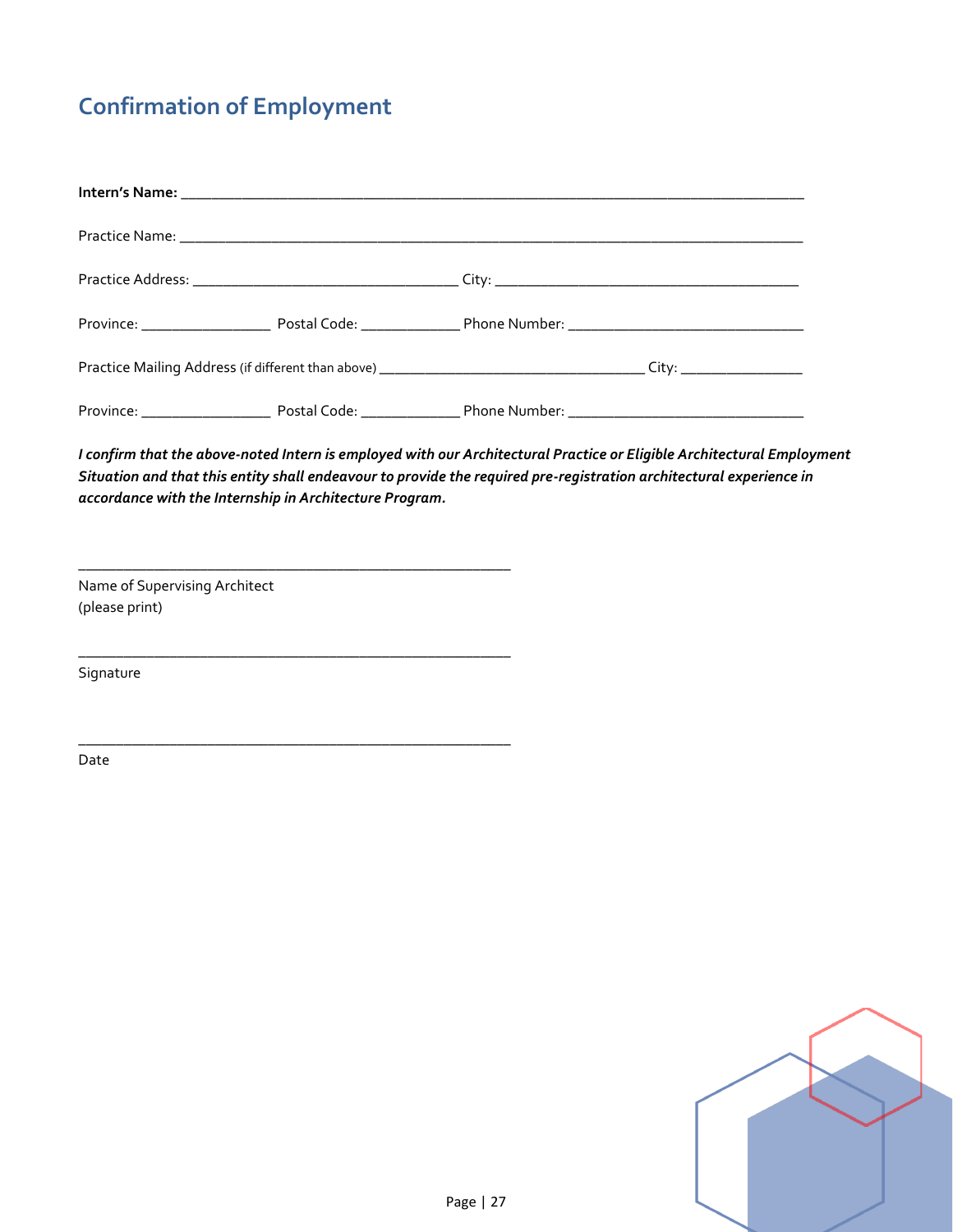## Confirmation of Employment

**Intern's Name:** ___________________________________________________________________________

Practice Name: ___________________________________________________________________________

Practice Address: ______________________________ City: _____________________________________

Province: ______________ Postal Code: ___________ Phone Number: __________________________

Practice Mailing Address (if different than above) ______________________________ City: ______________

Province: ______________ Postal Code: ___________ Phone Number: __________________________

***I confirm that the above-noted Intern is employed with our Architectural Practice or Eligible Architectural Employment Situation and that this entity shall endeavour to provide the required pre-registration architectural experience in accordance with the Internship in Architecture Program.***

_________________________________________________

Name of Supervising Architect
(please print)

_________________________________________________

Signature

_________________________________________________

Date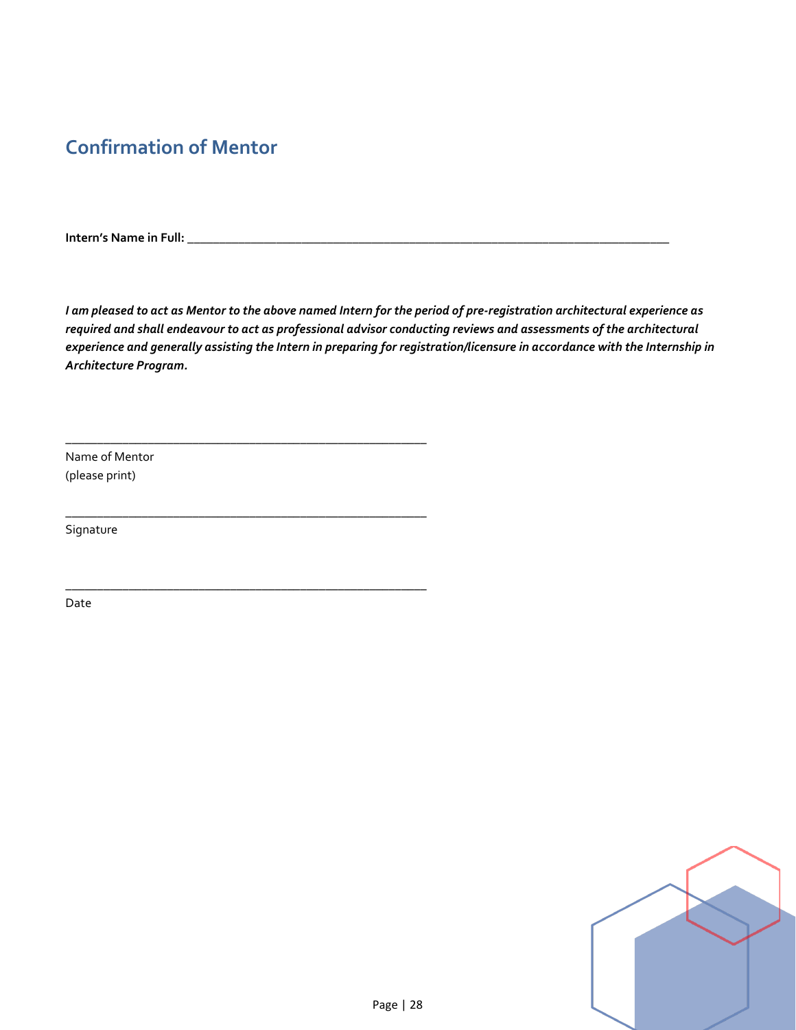## Confirmation of Mentor

**Intern's Name in Full:** ___________________________________________________________________________

***I am pleased to act as Mentor to the above named Intern for the period of pre-registration architectural experience as required and shall endeavour to act as professional advisor conducting reviews and assessments of the architectural experience and generally assisting the Intern in preparing for registration/licensure in accordance with the Internship in Architecture Program.***

_________________________________________________________

Name of Mentor
(please print)

_________________________________________________________

Signature

_________________________________________________________

Date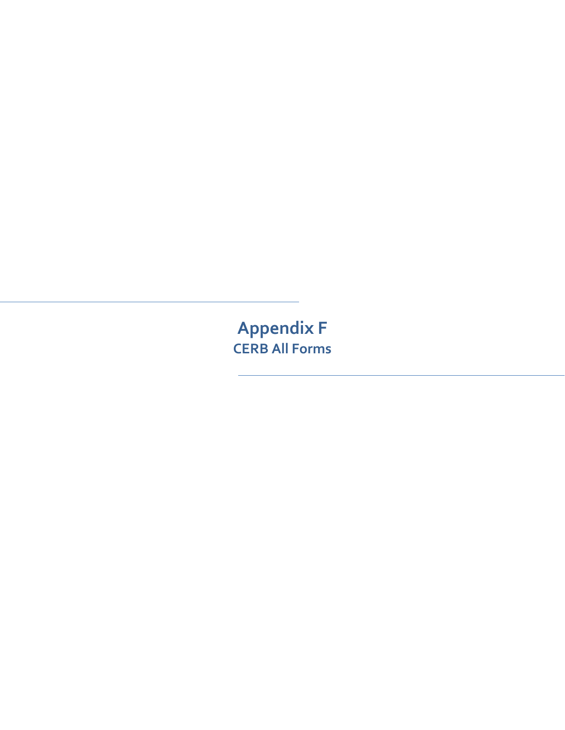# Appendix F

## CERB All Forms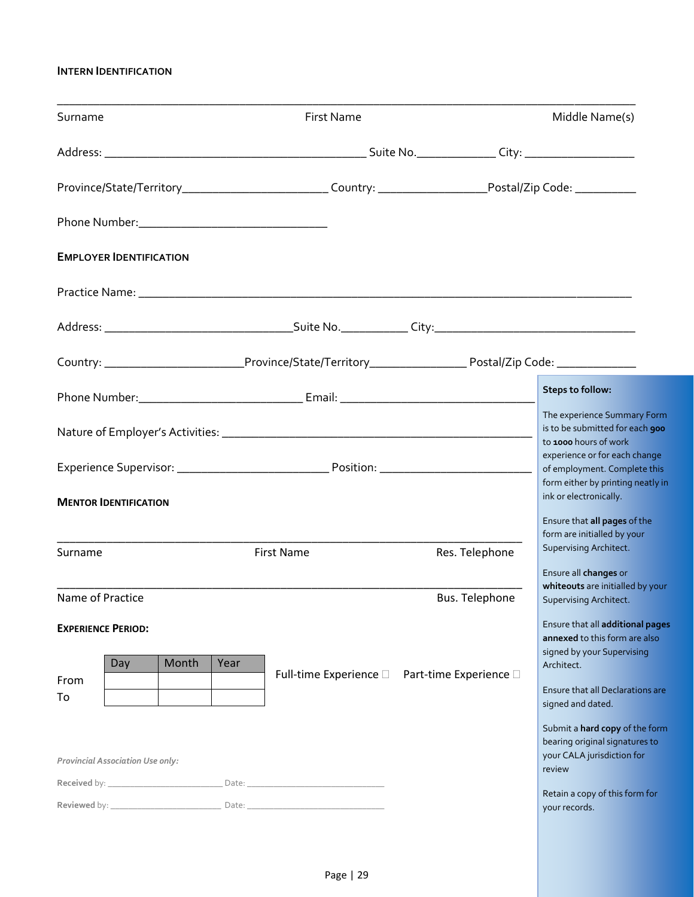**INTERN IDENTIFICATION**

\_\_\_\_\_\_\_\_\_\_\_\_\_\_\_\_\_\_\_\_\_\_\_\_\_\_\_\_\_\_\_\_\_\_\_\_\_\_\_\_\_\_\_\_\_\_\_\_\_\_\_\_\_\_\_\_\_\_\_\_\_\_\_\_\_\_\_\_\_\_\_\_\_\_\_\_\_\_\_\_\_\_

Surname First Name Middle Name(s)

Address: \_\_\_\_\_\_\_\_\_\_\_\_\_\_\_\_\_\_\_\_\_\_\_\_\_\_\_\_\_\_\_\_\_\_\_\_\_\_\_\_ Suite No.\_\_\_\_\_\_\_\_\_\_\_\_ City: \_\_\_\_\_\_\_\_\_\_\_\_\_\_\_\_\_

Province/State/Territory\_\_\_\_\_\_\_\_\_\_\_\_\_\_\_\_\_\_\_\_\_\_ Country: \_\_\_\_\_\_\_\_\_\_\_\_\_\_\_\_\_Postal/Zip Code: \_\_\_\_\_\_\_\_\_\_

Phone Number:\_\_\_\_\_\_\_\_\_\_\_\_\_\_\_\_\_\_\_\_\_\_\_\_\_\_\_\_\_\_

**EMPLOYER IDENTIFICATION**

Practice Name: \_\_\_\_\_\_\_\_\_\_\_\_\_\_\_\_\_\_\_\_\_\_\_\_\_\_\_\_\_\_\_\_\_\_\_\_\_\_\_\_\_\_\_\_\_\_\_\_\_\_\_\_\_\_\_\_\_\_\_\_\_\_\_\_\_\_\_\_\_\_\_\_\_\_

Address: \_\_\_\_\_\_\_\_\_\_\_\_\_\_\_\_\_\_\_\_\_\_\_\_\_\_\_\_\_\_Suite No.\_\_\_\_\_\_\_\_\_\_\_ City:\_\_\_\_\_\_\_\_\_\_\_\_\_\_\_\_\_\_\_\_\_\_\_\_\_\_\_\_\_\_\_\_

Country: \_\_\_\_\_\_\_\_\_\_\_\_\_\_\_\_\_\_\_\_\_\_Province/State/Territory\_\_\_\_\_\_\_\_\_\_\_\_\_\_\_\_ Postal/Zip Code: \_\_\_\_\_\_\_\_\_\_\_\_\_

Phone Number:\_\_\_\_\_\_\_\_\_\_\_\_\_\_\_\_\_\_\_\_\_\_\_\_\_\_ Email: \_\_\_\_\_\_\_\_\_\_\_\_\_\_\_\_\_\_\_\_\_\_\_\_\_\_\_\_\_\_\_\_\_

Nature of Employer's Activities: \_\_\_\_\_\_\_\_\_\_\_\_\_\_\_\_\_\_\_\_\_\_\_\_\_\_\_\_\_\_\_\_\_\_\_\_\_\_\_\_\_\_\_\_\_\_\_\_\_\_

Experience Supervisor: \_\_\_\_\_\_\_\_\_\_\_\_\_\_\_\_\_\_\_\_\_\_\_\_\_ Position: \_\_\_\_\_\_\_\_\_\_\_\_\_\_\_\_\_\_\_\_\_\_\_\_\_\_

**MENTOR IDENTIFICATION**

\_\_\_\_\_\_\_\_\_\_\_\_\_\_\_\_\_\_\_\_\_\_\_\_\_\_\_\_\_\_\_\_\_\_\_\_\_\_\_\_\_\_\_\_\_\_\_\_\_\_\_\_\_\_\_\_\_\_\_\_\_\_\_\_\_\_\_\_\_\_\_\_\_\_\_\_

Surname First Name Res. Telephone

\_\_\_\_\_\_\_\_\_\_\_\_\_\_\_\_\_\_\_\_\_\_\_\_\_\_\_\_\_\_\_\_\_\_\_\_\_\_\_\_\_\_\_\_\_\_\_\_\_\_\_\_\_\_\_\_\_\_\_\_\_\_\_\_\_\_\_\_\_\_\_\_\_\_\_\_

Name of Practice Bus. Telephone

**EXPERIENCE PERIOD:**

| | Day | Month | Year |
|---|---|---|---|
| From | | | |
| To | | | |

Full-time Experience ☐ Part-time Experience ☐

*Provincial Association Use only:*

**Received** by: \_\_\_\_\_\_\_\_\_\_\_\_\_\_\_\_\_\_\_\_\_\_\_\_ Date: \_\_\_\_\_\_\_\_\_\_\_\_\_\_\_\_\_\_\_\_\_\_\_\_\_\_\_\_\_

**Reviewed** by: \_\_\_\_\_\_\_\_\_\_\_\_\_\_\_\_\_\_\_\_\_\_\_ Date: \_\_\_\_\_\_\_\_\_\_\_\_\_\_\_\_\_\_\_\_\_\_\_\_\_\_\_\_\_

**Steps to follow:**

The experience Summary Form is to be submitted for each **900** to **1000** hours of work experience or for each change of employment. Complete this form either by printing neatly in ink or electronically.

Ensure that **all pages** of the form are initialled by your Supervising Architect.

Ensure all **changes** or **whiteouts** are initialled by your Supervising Architect.

Ensure that all **additional pages annexed** to this form are also signed by your Supervising Architect.

Ensure that all Declarations are signed and dated.

Submit a **hard copy** of the form bearing original signatures to your CALA jurisdiction for review

Retain a copy of this form for your records.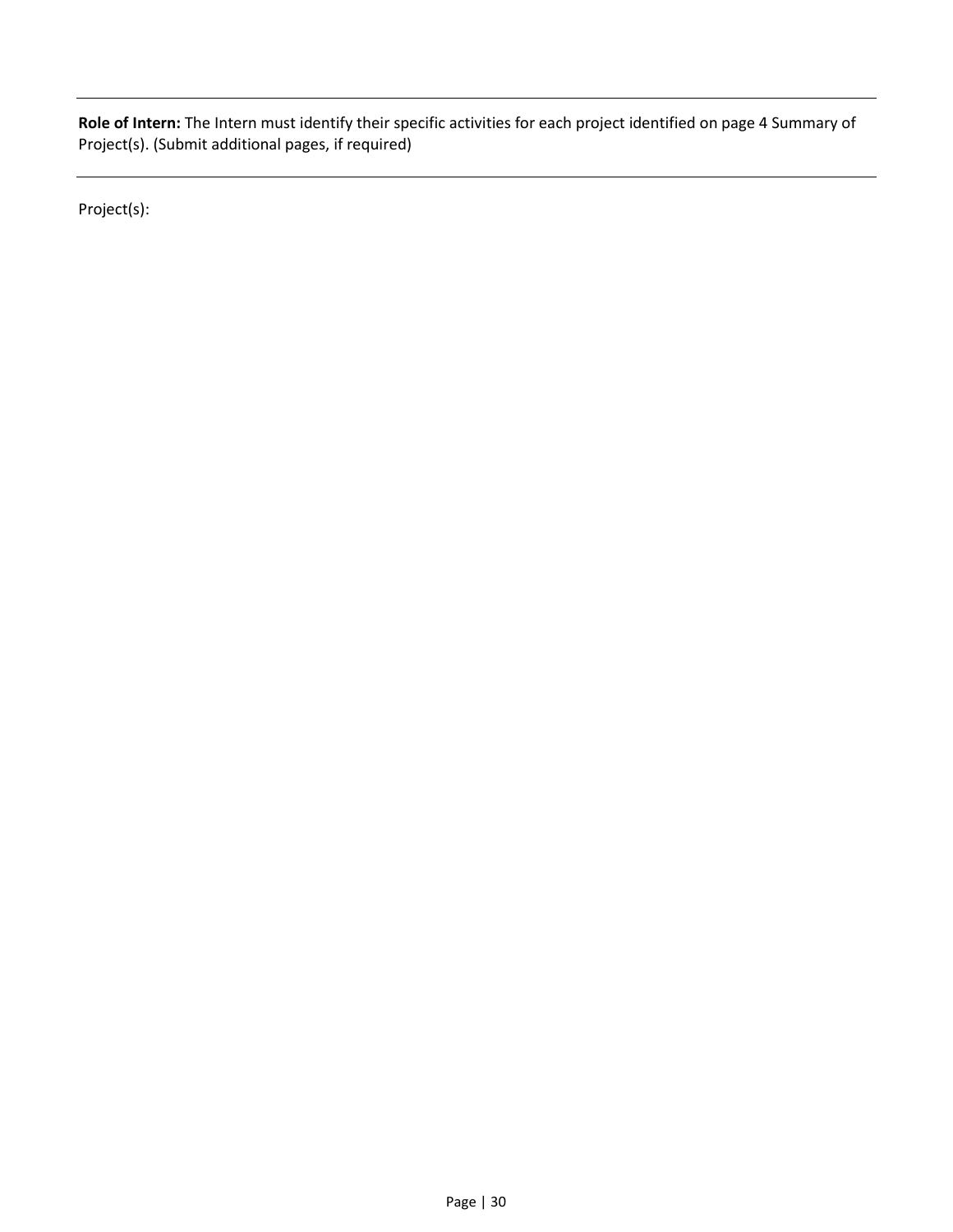---

**Role of Intern:** The Intern must identify their specific activities for each project identified on page 4 Summary of Project(s). (Submit additional pages, if required)

---

Project(s):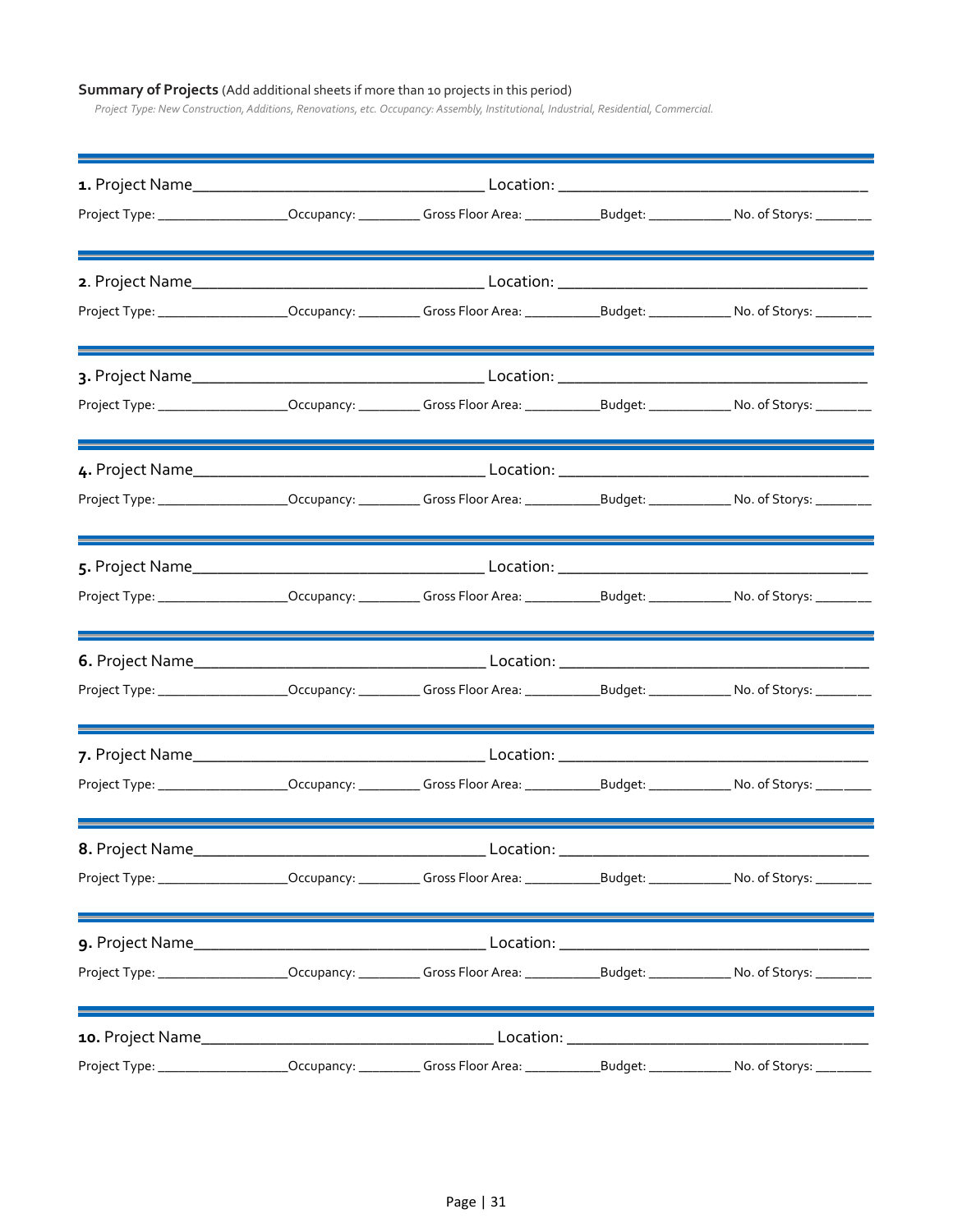**Summary of Projects** (Add additional sheets if more than 10 projects in this period)

*Project Type: New Construction, Additions, Renovations, etc. Occupancy: Assembly, Institutional, Industrial, Residential, Commercial.*

---

**1.** Project Name__________________________________ Location: ____________________________________

Project Type: __________________Occupancy: _________ Gross Floor Area: ___________Budget: ____________ No. of Storys: ________

---

**2**. Project Name__________________________________ Location: ____________________________________

Project Type: __________________Occupancy: _________ Gross Floor Area: ___________Budget: ____________ No. of Storys: ________

---

**3.** Project Name__________________________________ Location: ____________________________________

Project Type: __________________Occupancy: _________ Gross Floor Area: ___________Budget: ____________ No. of Storys: ________

---

**4.** Project Name__________________________________ Location: ____________________________________

Project Type: __________________Occupancy: _________ Gross Floor Area: ___________Budget: ____________ No. of Storys: ________

---

**5.** Project Name__________________________________ Location: ____________________________________

Project Type: __________________Occupancy: _________ Gross Floor Area: ___________Budget: ____________ No. of Storys: ________

---

**6.** Project Name__________________________________ Location: ____________________________________

Project Type: __________________Occupancy: _________ Gross Floor Area: ___________Budget: ____________ No. of Storys: ________

---

**7.** Project Name__________________________________ Location: ____________________________________

Project Type: __________________Occupancy: _________ Gross Floor Area: ___________Budget: ____________ No. of Storys: ________

---

**8.** Project Name__________________________________ Location: ____________________________________

Project Type: __________________Occupancy: _________ Gross Floor Area: ___________Budget: ____________ No. of Storys: ________

---

**9.** Project Name__________________________________ Location: ____________________________________

Project Type: __________________Occupancy: _________ Gross Floor Area: ___________Budget: ____________ No. of Storys: ________

---

**10.** Project Name__________________________________ Location: ____________________________________

Project Type: __________________Occupancy: _________ Gross Floor Area: ___________Budget: ____________ No. of Storys: ________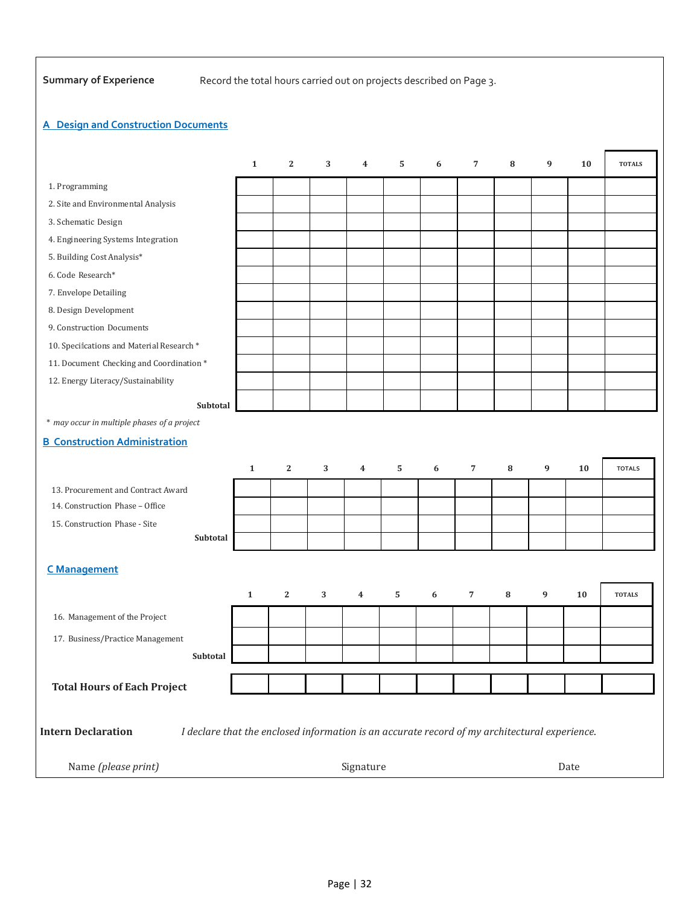**Summary of Experience** Record the total hours carried out on projects described on Page 3.

## A Design and Construction Documents

| | 1 | 2 | 3 | 4 | 5 | 6 | 7 | 8 | 9 | 10 | TOTALS |
|---|---|---|---|---|---|---|---|---|---|---|---|
| 1. Programming | | | | | | | | | | | |
| 2. Site and Environmental Analysis | | | | | | | | | | | |
| 3. Schematic Design | | | | | | | | | | | |
| 4. Engineering Systems Integration | | | | | | | | | | | |
| 5. Building Cost Analysis* | | | | | | | | | | | |
| 6. Code Research* | | | | | | | | | | | |
| 7. Envelope Detailing | | | | | | | | | | | |
| 8. Design Development | | | | | | | | | | | |
| 9. Construction Documents | | | | | | | | | | | |
| 10. Specifications and Material Research * | | | | | | | | | | | |
| 11. Document Checking and Coordination * | | | | | | | | | | | |
| 12. Energy Literacy/Sustainability | | | | | | | | | | | |
| **Subtotal** | | | | | | | | | | | |

* *may occur in multiple phases of a project*

## B Construction Administration

| | 1 | 2 | 3 | 4 | 5 | 6 | 7 | 8 | 9 | 10 | TOTALS |
|---|---|---|---|---|---|---|---|---|---|---|---|
| 13. Procurement and Contract Award | | | | | | | | | | | |
| 14. Construction Phase – Office | | | | | | | | | | | |
| 15. Construction Phase - Site | | | | | | | | | | | |
| **Subtotal** | | | | | | | | | | | |

## C Management

| | 1 | 2 | 3 | 4 | 5 | 6 | 7 | 8 | 9 | 10 | TOTALS |
|---|---|---|---|---|---|---|---|---|---|---|---|
| 16. Management of the Project | | | | | | | | | | | |
| 17. Business/Practice Management | | | | | | | | | | | |
| **Subtotal** | | | | | | | | | | | |

| | | | | | | | | | | | |
|---|---|---|---|---|---|---|---|---|---|---|---|
| **Total Hours of Each Project** | | | | | | | | | | | |

**Intern Declaration** *I declare that the enclosed information is an accurate record of my architectural experience.*

Name *(please print)* Signature Date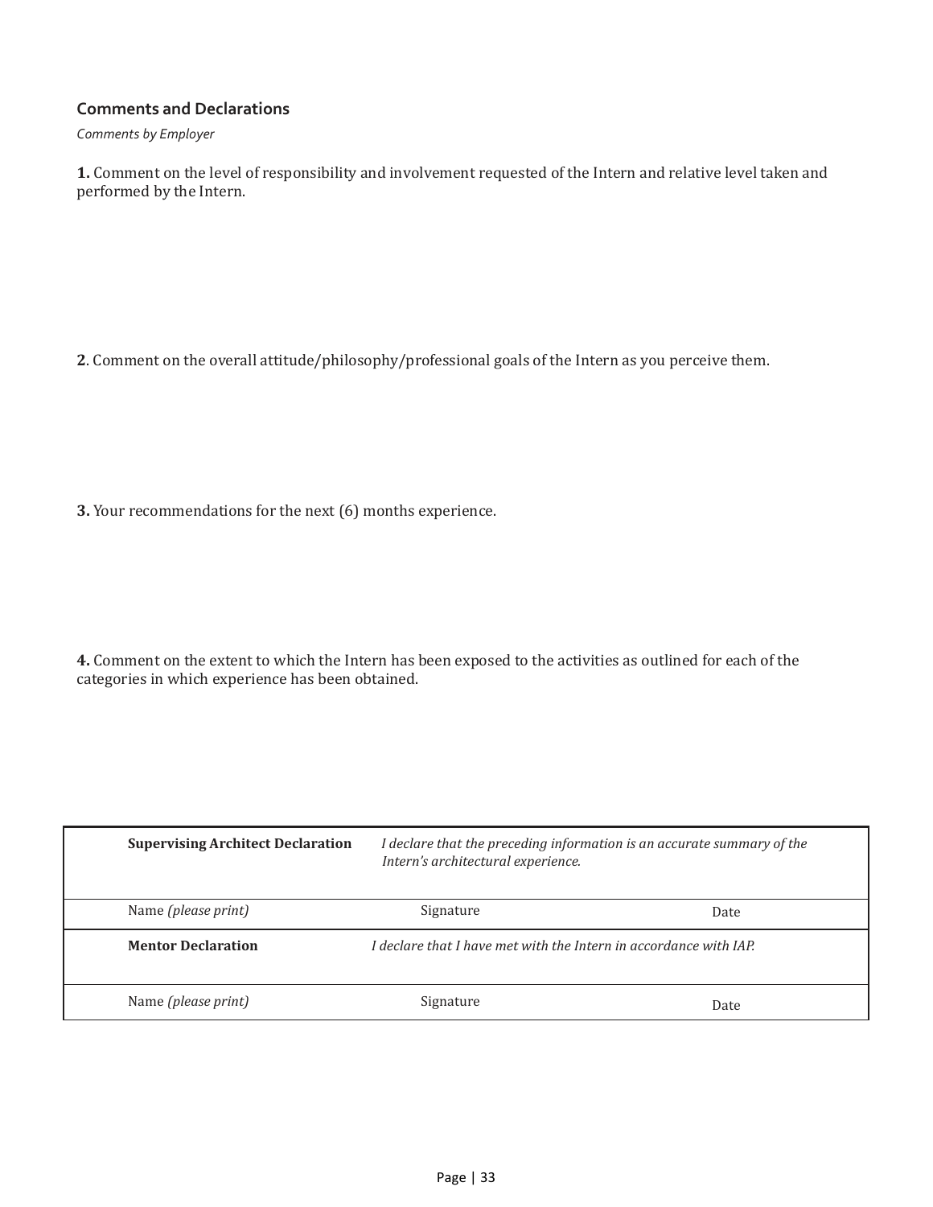## Comments and Declarations

*Comments by Employer*

**1.** Comment on the level of responsibility and involvement requested of the Intern and relative level taken and performed by the Intern.

**2**. Comment on the overall attitude/philosophy/professional goals of the Intern as you perceive them.

**3.** Your recommendations for the next (6) months experience.

**4.** Comment on the extent to which the Intern has been exposed to the activities as outlined for each of the categories in which experience has been obtained.

| | | |
|---|---|---|
| **Supervising Architect Declaration** | *I declare that the preceding information is an accurate summary of the Intern's architectural experience.* | |
| Name *(please print)* | Signature | Date |
| **Mentor Declaration** | *I declare that I have met with the Intern in accordance with IAP.* | |
| Name *(please print)* | Signature | Date |